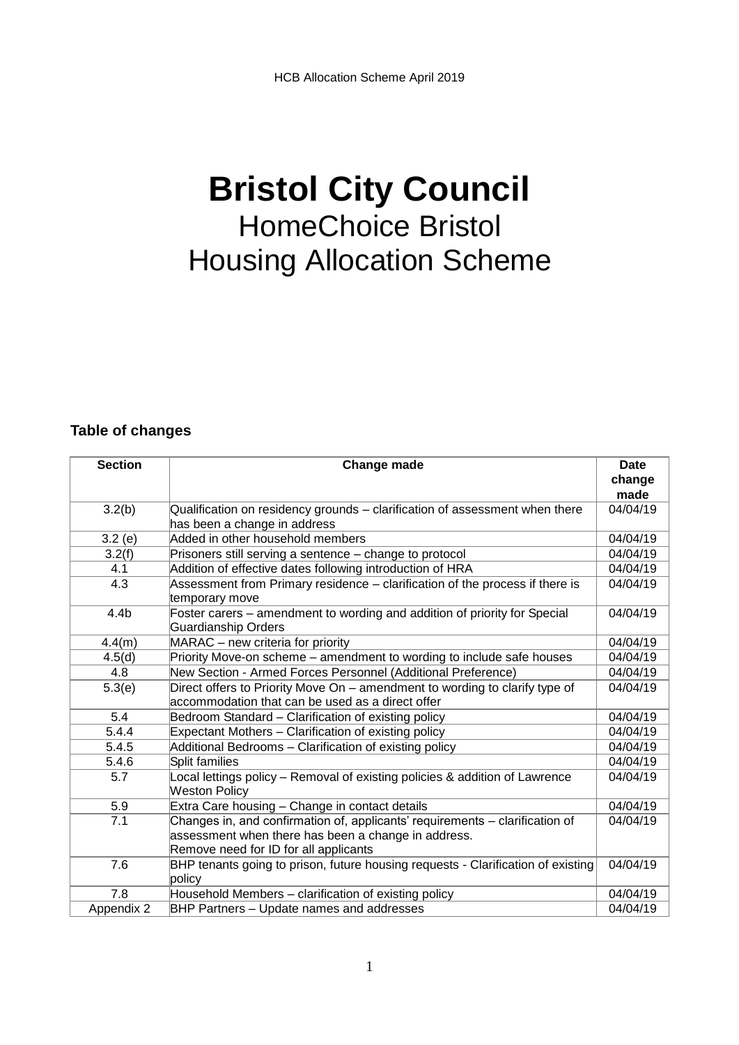# Bristol City Council

## HomeChoice Bristol
## Housing Allocation Scheme

### Table of changes

| Section | Change made | Date change made |
|---|---|---|
| 3.2(b) | Qualification on residency grounds – clarification of assessment when there has been a change in address | 04/04/19 |
| 3.2 (e) | Added in other household members | 04/04/19 |
| 3.2(f) | Prisoners still serving a sentence – change to protocol | 04/04/19 |
| 4.1 | Addition of effective dates following introduction of HRA | 04/04/19 |
| 4.3 | Assessment from Primary residence – clarification of the process if there is temporary move | 04/04/19 |
| 4.4b | Foster carers – amendment to wording and addition of priority for Special Guardianship Orders | 04/04/19 |
| 4.4(m) | MARAC – new criteria for priority | 04/04/19 |
| 4.5(d) | Priority Move-on scheme – amendment to wording to include safe houses | 04/04/19 |
| 4.8 | New Section - Armed Forces Personnel (Additional Preference) | 04/04/19 |
| 5.3(e) | Direct offers to Priority Move On – amendment to wording to clarify type of accommodation that can be used as a direct offer | 04/04/19 |
| 5.4 | Bedroom Standard – Clarification of existing policy | 04/04/19 |
| 5.4.4 | Expectant Mothers – Clarification of existing policy | 04/04/19 |
| 5.4.5 | Additional Bedrooms – Clarification of existing policy | 04/04/19 |
| 5.4.6 | Split families | 04/04/19 |
| 5.7 | Local lettings policy – Removal of existing policies & addition of Lawrence Weston Policy | 04/04/19 |
| 5.9 | Extra Care housing – Change in contact details | 04/04/19 |
| 7.1 | Changes in, and confirmation of, applicants' requirements – clarification of assessment when there has been a change in address. Remove need for ID for all applicants | 04/04/19 |
| 7.6 | BHP tenants going to prison, future housing requests - Clarification of existing policy | 04/04/19 |
| 7.8 | Household Members – clarification of existing policy | 04/04/19 |
| Appendix 2 | BHP Partners – Update names and addresses | 04/04/19 |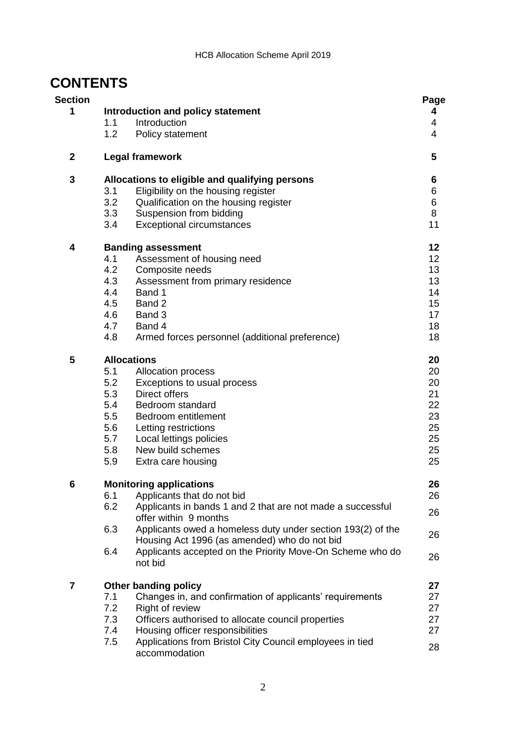# CONTENTS

| Section | | | Page |
|---|---|---|---|
| **1** | **Introduction and policy statement** | | **4** |
| | 1.1 | Introduction | 4 |
| | 1.2 | Policy statement | 4 |
| **2** | **Legal framework** | | **5** |
| **3** | **Allocations to eligible and qualifying persons** | | **6** |
| | 3.1 | Eligibility on the housing register | 6 |
| | 3.2 | Qualification on the housing register | 6 |
| | 3.3 | Suspension from bidding | 8 |
| | 3.4 | Exceptional circumstances | 11 |
| **4** | **Banding assessment** | | **12** |
| | 4.1 | Assessment of housing need | 12 |
| | 4.2 | Composite needs | 13 |
| | 4.3 | Assessment from primary residence | 13 |
| | 4.4 | Band 1 | 14 |
| | 4.5 | Band 2 | 15 |
| | 4.6 | Band 3 | 17 |
| | 4.7 | Band 4 | 18 |
| | 4.8 | Armed forces personnel (additional preference) | 18 |
| **5** | **Allocations** | | **20** |
| | 5.1 | Allocation process | 20 |
| | 5.2 | Exceptions to usual process | 20 |
| | 5.3 | Direct offers | 21 |
| | 5.4 | Bedroom standard | 22 |
| | 5.5 | Bedroom entitlement | 23 |
| | 5.6 | Letting restrictions | 25 |
| | 5.7 | Local lettings policies | 25 |
| | 5.8 | New build schemes | 25 |
| | 5.9 | Extra care housing | 25 |
| **6** | **Monitoring applications** | | **26** |
| | 6.1 | Applicants that do not bid | 26 |
| | 6.2 | Applicants in bands 1 and 2 that are not made a successful offer within 9 months | 26 |
| | 6.3 | Applicants owed a homeless duty under section 193(2) of the Housing Act 1996 (as amended) who do not bid | 26 |
| | 6.4 | Applicants accepted on the Priority Move-On Scheme who do not bid | 26 |
| **7** | **Other banding policy** | | **27** |
| | 7.1 | Changes in, and confirmation of applicants' requirements | 27 |
| | 7.2 | Right of review | 27 |
| | 7.3 | Officers authorised to allocate council properties | 27 |
| | 7.4 | Housing officer responsibilities | 27 |
| | 7.5 | Applications from Bristol City Council employees in tied accommodation | 28 |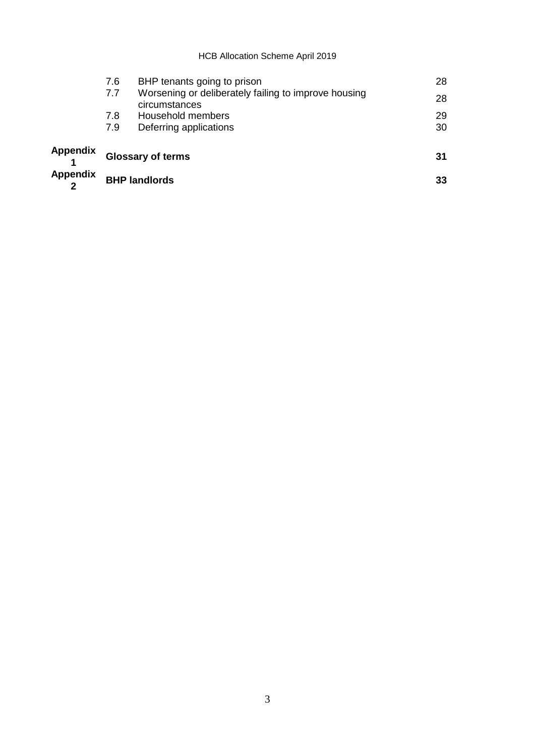| | | | |
|---|---|---|---|
| | 7.6 | BHP tenants going to prison | 28 |
| | 7.7 | Worsening or deliberately failing to improve housing circumstances | 28 |
| | 7.8 | Household members | 29 |
| | 7.9 | Deferring applications | 30 |
| **Appendix 1** | | **Glossary of terms** | **31** |
| **Appendix 2** | | **BHP landlords** | **33** |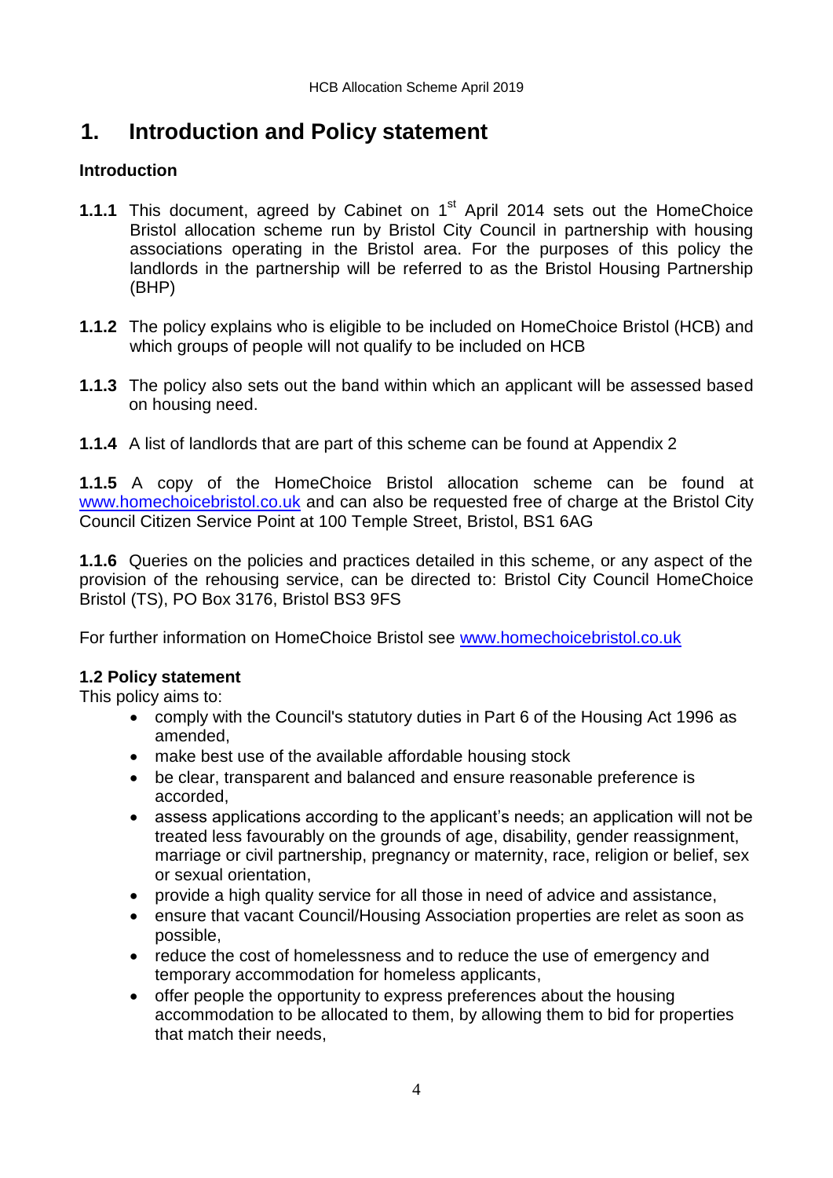# 1. Introduction and Policy statement

**Introduction**

**1.1.1** This document, agreed by Cabinet on 1st April 2014 sets out the HomeChoice Bristol allocation scheme run by Bristol City Council in partnership with housing associations operating in the Bristol area. For the purposes of this policy the landlords in the partnership will be referred to as the Bristol Housing Partnership (BHP)

**1.1.2** The policy explains who is eligible to be included on HomeChoice Bristol (HCB) and which groups of people will not qualify to be included on HCB

**1.1.3** The policy also sets out the band within which an applicant will be assessed based on housing need.

**1.1.4** A list of landlords that are part of this scheme can be found at Appendix 2

**1.1.5** A copy of the HomeChoice Bristol allocation scheme can be found at www.homechoicebristol.co.uk and can also be requested free of charge at the Bristol City Council Citizen Service Point at 100 Temple Street, Bristol, BS1 6AG

**1.1.6** Queries on the policies and practices detailed in this scheme, or any aspect of the provision of the rehousing service, can be directed to: Bristol City Council HomeChoice Bristol (TS), PO Box 3176, Bristol BS3 9FS

For further information on HomeChoice Bristol see www.homechoicebristol.co.uk

**1.2 Policy statement**

This policy aims to:

- comply with the Council's statutory duties in Part 6 of the Housing Act 1996 as amended,
- make best use of the available affordable housing stock
- be clear, transparent and balanced and ensure reasonable preference is accorded,
- assess applications according to the applicant's needs; an application will not be treated less favourably on the grounds of age, disability, gender reassignment, marriage or civil partnership, pregnancy or maternity, race, religion or belief, sex or sexual orientation,
- provide a high quality service for all those in need of advice and assistance,
- ensure that vacant Council/Housing Association properties are relet as soon as possible,
- reduce the cost of homelessness and to reduce the use of emergency and temporary accommodation for homeless applicants,
- offer people the opportunity to express preferences about the housing accommodation to be allocated to them, by allowing them to bid for properties that match their needs,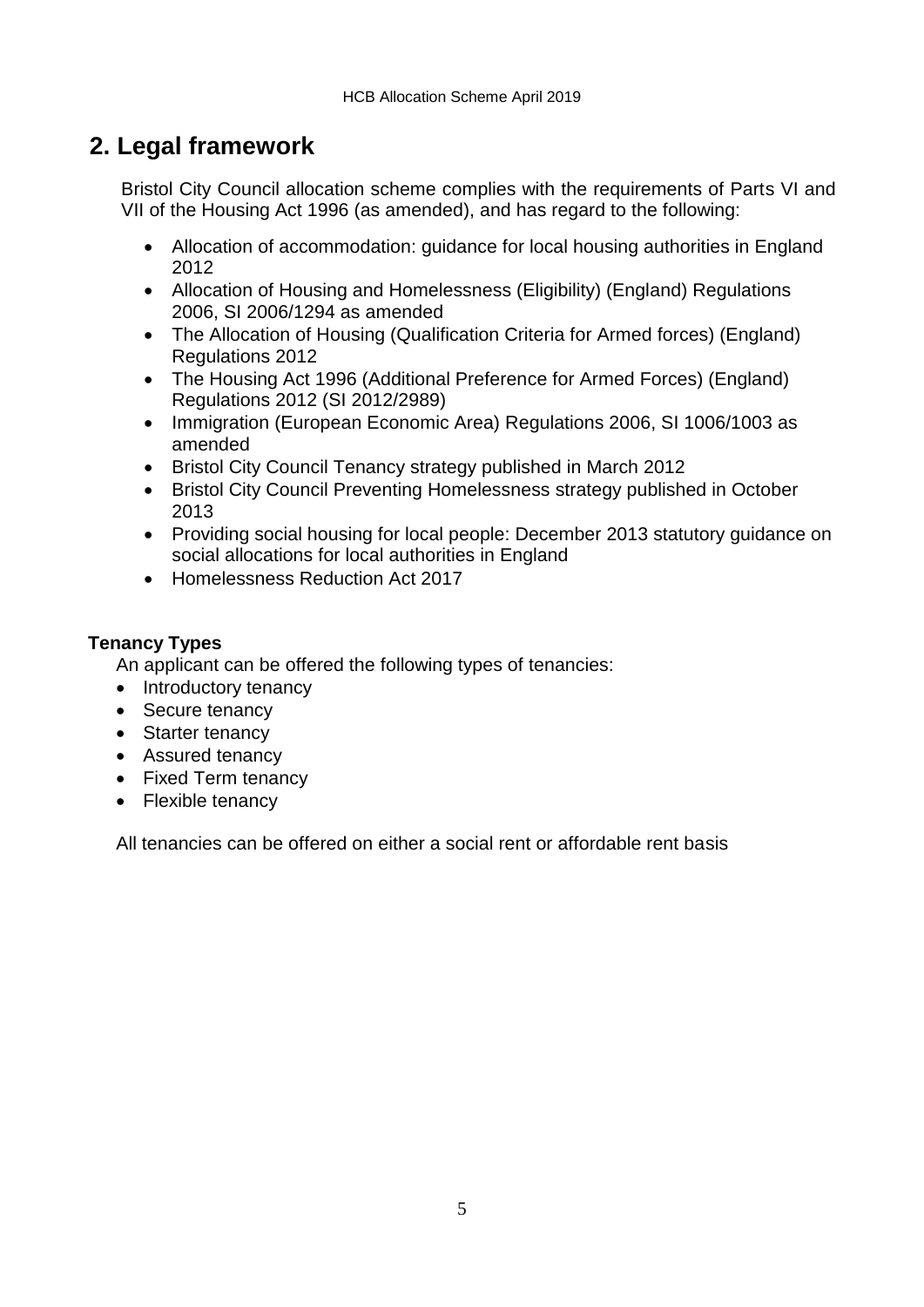## 2. Legal framework

Bristol City Council allocation scheme complies with the requirements of Parts VI and VII of the Housing Act 1996 (as amended), and has regard to the following:

- Allocation of accommodation: guidance for local housing authorities in England 2012
- Allocation of Housing and Homelessness (Eligibility) (England) Regulations 2006, SI 2006/1294 as amended
- The Allocation of Housing (Qualification Criteria for Armed forces) (England) Regulations 2012
- The Housing Act 1996 (Additional Preference for Armed Forces) (England) Regulations 2012 (SI 2012/2989)
- Immigration (European Economic Area) Regulations 2006, SI 1006/1003 as amended
- Bristol City Council Tenancy strategy published in March 2012
- Bristol City Council Preventing Homelessness strategy published in October 2013
- Providing social housing for local people: December 2013 statutory guidance on social allocations for local authorities in England
- Homelessness Reduction Act 2017

**Tenancy Types**

An applicant can be offered the following types of tenancies:

- Introductory tenancy
- Secure tenancy
- Starter tenancy
- Assured tenancy
- Fixed Term tenancy
- Flexible tenancy

All tenancies can be offered on either a social rent or affordable rent basis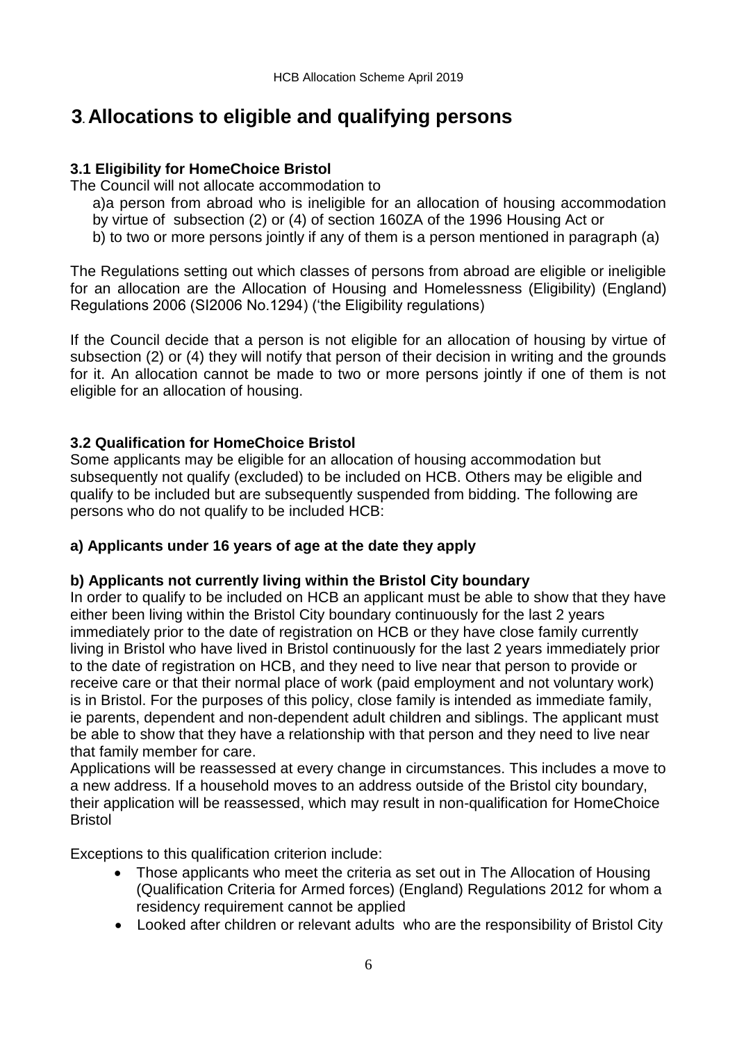# 3. Allocations to eligible and qualifying persons

### 3.1 Eligibility for HomeChoice Bristol

The Council will not allocate accommodation to

a)a person from abroad who is ineligible for an allocation of housing accommodation by virtue of subsection (2) or (4) of section 160ZA of the 1996 Housing Act or

b) to two or more persons jointly if any of them is a person mentioned in paragraph (a)

The Regulations setting out which classes of persons from abroad are eligible or ineligible for an allocation are the Allocation of Housing and Homelessness (Eligibility) (England) Regulations 2006 (SI2006 No.1294) ('the Eligibility regulations)

If the Council decide that a person is not eligible for an allocation of housing by virtue of subsection (2) or (4) they will notify that person of their decision in writing and the grounds for it. An allocation cannot be made to two or more persons jointly if one of them is not eligible for an allocation of housing.

### 3.2 Qualification for HomeChoice Bristol

Some applicants may be eligible for an allocation of housing accommodation but subsequently not qualify (excluded) to be included on HCB. Others may be eligible and qualify to be included but are subsequently suspended from bidding. The following are persons who do not qualify to be included HCB:

#### a) Applicants under 16 years of age at the date they apply

#### b) Applicants not currently living within the Bristol City boundary

In order to qualify to be included on HCB an applicant must be able to show that they have either been living within the Bristol City boundary continuously for the last 2 years immediately prior to the date of registration on HCB or they have close family currently living in Bristol who have lived in Bristol continuously for the last 2 years immediately prior to the date of registration on HCB, and they need to live near that person to provide or receive care or that their normal place of work (paid employment and not voluntary work) is in Bristol. For the purposes of this policy, close family is intended as immediate family, ie parents, dependent and non-dependent adult children and siblings. The applicant must be able to show that they have a relationship with that person and they need to live near that family member for care.

Applications will be reassessed at every change in circumstances. This includes a move to a new address. If a household moves to an address outside of the Bristol city boundary, their application will be reassessed, which may result in non-qualification for HomeChoice Bristol

Exceptions to this qualification criterion include:

- Those applicants who meet the criteria as set out in The Allocation of Housing (Qualification Criteria for Armed forces) (England) Regulations 2012 for whom a residency requirement cannot be applied
- Looked after children or relevant adults who are the responsibility of Bristol City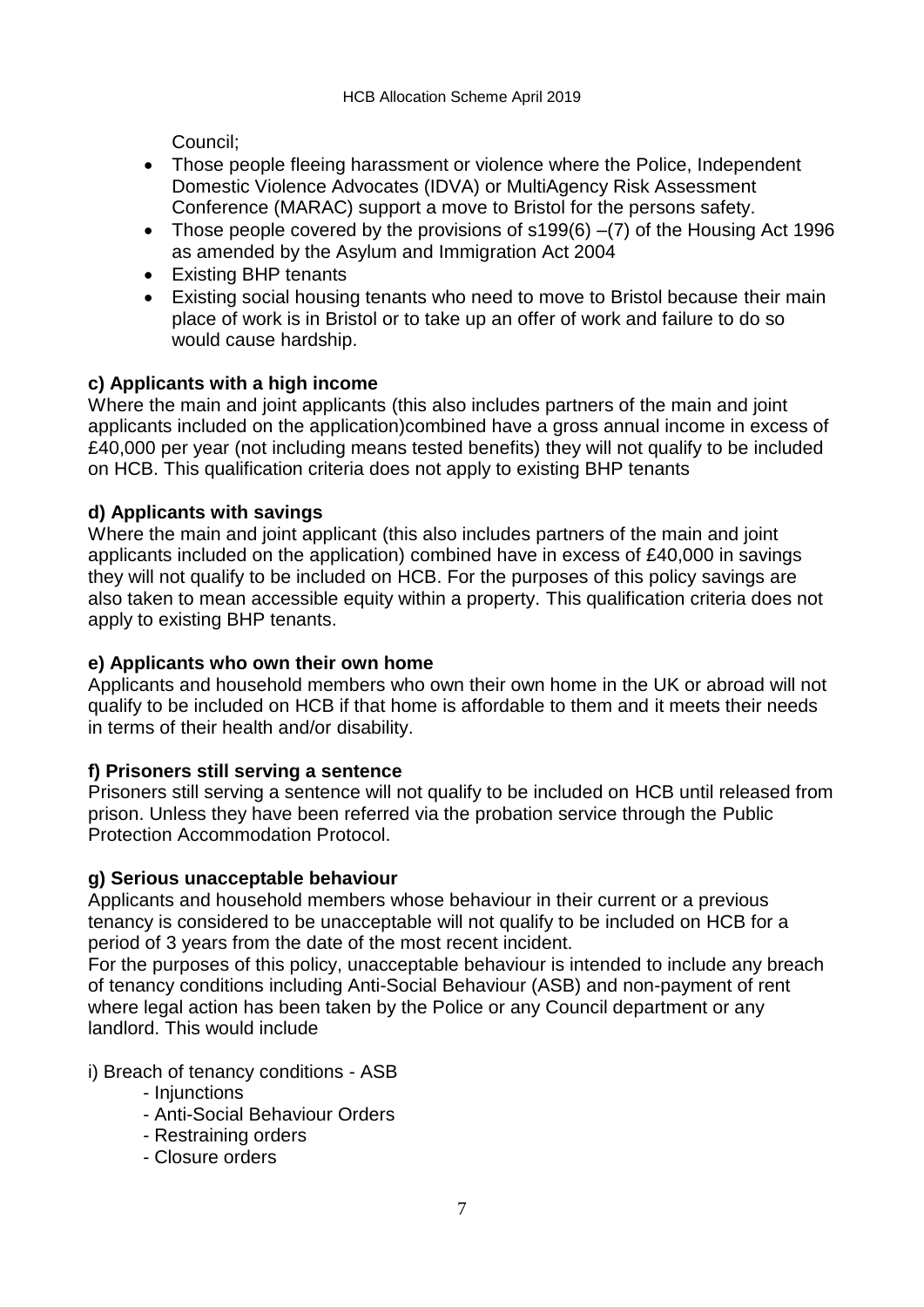Council;

- Those people fleeing harassment or violence where the Police, Independent Domestic Violence Advocates (IDVA) or MultiAgency Risk Assessment Conference (MARAC) support a move to Bristol for the persons safety.
- Those people covered by the provisions of s199(6) –(7) of the Housing Act 1996 as amended by the Asylum and Immigration Act 2004
- Existing BHP tenants
- Existing social housing tenants who need to move to Bristol because their main place of work is in Bristol or to take up an offer of work and failure to do so would cause hardship.

**c) Applicants with a high income**

Where the main and joint applicants (this also includes partners of the main and joint applicants included on the application)combined have a gross annual income in excess of £40,000 per year (not including means tested benefits) they will not qualify to be included on HCB. This qualification criteria does not apply to existing BHP tenants

**d) Applicants with savings**

Where the main and joint applicant (this also includes partners of the main and joint applicants included on the application) combined have in excess of £40,000 in savings they will not qualify to be included on HCB. For the purposes of this policy savings are also taken to mean accessible equity within a property. This qualification criteria does not apply to existing BHP tenants.

**e) Applicants who own their own home**

Applicants and household members who own their own home in the UK or abroad will not qualify to be included on HCB if that home is affordable to them and it meets their needs in terms of their health and/or disability.

**f) Prisoners still serving a sentence**

Prisoners still serving a sentence will not qualify to be included on HCB until released from prison. Unless they have been referred via the probation service through the Public Protection Accommodation Protocol.

**g) Serious unacceptable behaviour**

Applicants and household members whose behaviour in their current or a previous tenancy is considered to be unacceptable will not qualify to be included on HCB for a period of 3 years from the date of the most recent incident.

For the purposes of this policy, unacceptable behaviour is intended to include any breach of tenancy conditions including Anti-Social Behaviour (ASB) and non-payment of rent where legal action has been taken by the Police or any Council department or any landlord. This would include

i) Breach of tenancy conditions - ASB

- Injunctions
- Anti-Social Behaviour Orders
- Restraining orders
- Closure orders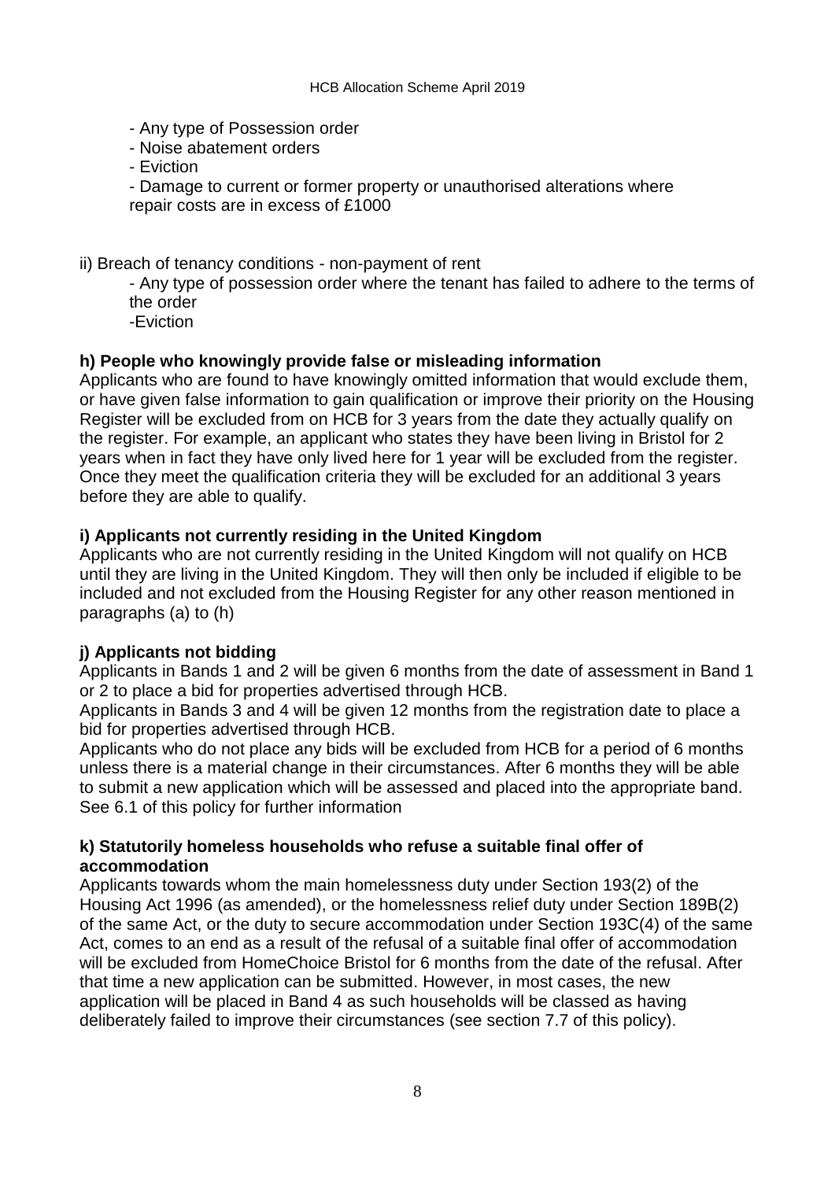- Any type of Possession order
- Noise abatement orders
- Eviction
- Damage to current or former property or unauthorised alterations where repair costs are in excess of £1000

ii) Breach of tenancy conditions - non-payment of rent

- Any type of possession order where the tenant has failed to adhere to the terms of the order
- Eviction

**h) People who knowingly provide false or misleading information**

Applicants who are found to have knowingly omitted information that would exclude them, or have given false information to gain qualification or improve their priority on the Housing Register will be excluded from on HCB for 3 years from the date they actually qualify on the register. For example, an applicant who states they have been living in Bristol for 2 years when in fact they have only lived here for 1 year will be excluded from the register. Once they meet the qualification criteria they will be excluded for an additional 3 years before they are able to qualify.

**i) Applicants not currently residing in the United Kingdom**

Applicants who are not currently residing in the United Kingdom will not qualify on HCB until they are living in the United Kingdom. They will then only be included if eligible to be included and not excluded from the Housing Register for any other reason mentioned in paragraphs (a) to (h)

**j) Applicants not bidding**

Applicants in Bands 1 and 2 will be given 6 months from the date of assessment in Band 1 or 2 to place a bid for properties advertised through HCB.

Applicants in Bands 3 and 4 will be given 12 months from the registration date to place a bid for properties advertised through HCB.

Applicants who do not place any bids will be excluded from HCB for a period of 6 months unless there is a material change in their circumstances. After 6 months they will be able to submit a new application which will be assessed and placed into the appropriate band. See 6.1 of this policy for further information

**k) Statutorily homeless households who refuse a suitable final offer of accommodation**

Applicants towards whom the main homelessness duty under Section 193(2) of the Housing Act 1996 (as amended), or the homelessness relief duty under Section 189B(2) of the same Act, or the duty to secure accommodation under Section 193C(4) of the same Act, comes to an end as a result of the refusal of a suitable final offer of accommodation will be excluded from HomeChoice Bristol for 6 months from the date of the refusal. After that time a new application can be submitted. However, in most cases, the new application will be placed in Band 4 as such households will be classed as having deliberately failed to improve their circumstances (see section 7.7 of this policy).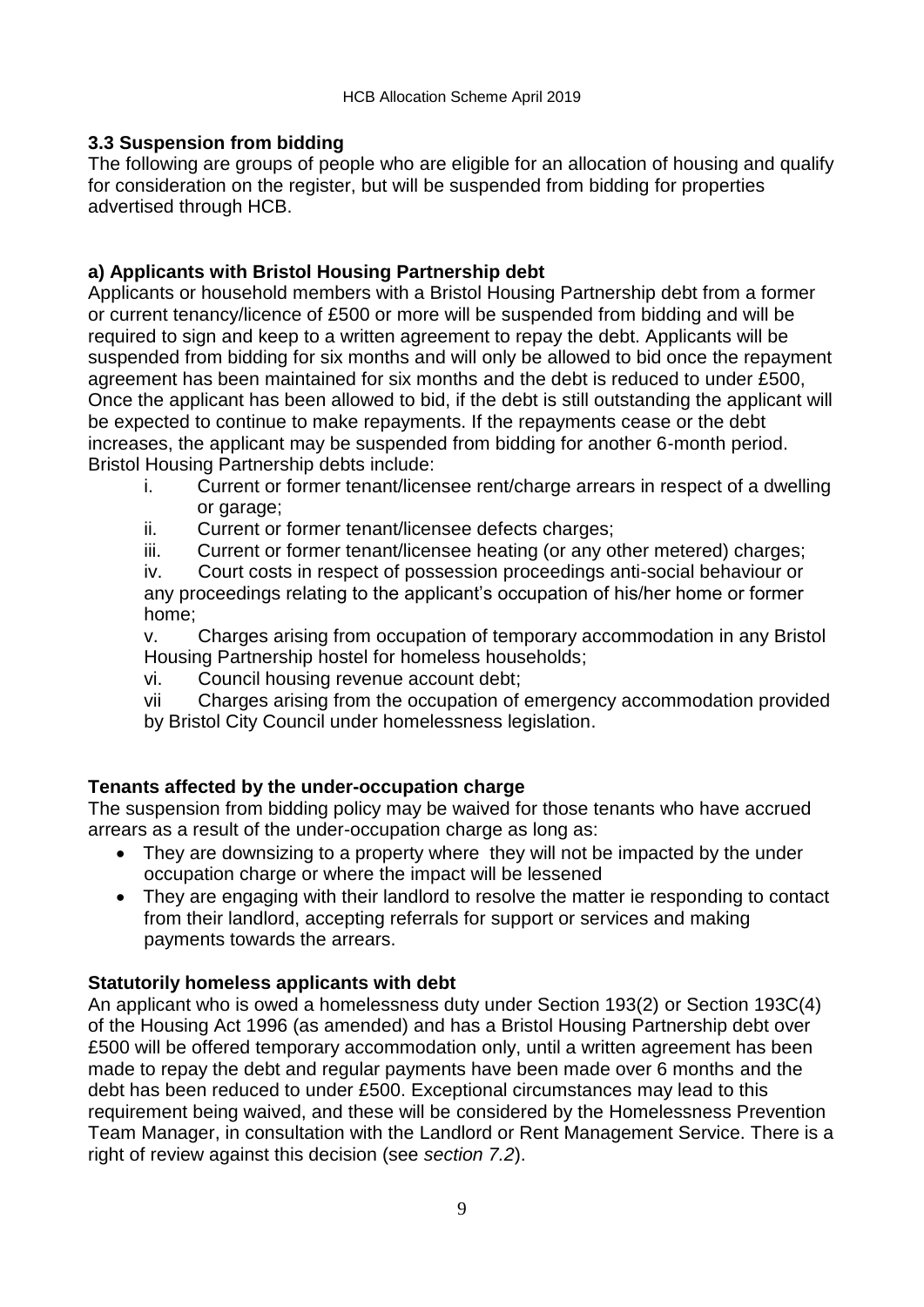### 3.3 Suspension from bidding

The following are groups of people who are eligible for an allocation of housing and qualify for consideration on the register, but will be suspended from bidding for properties advertised through HCB.

#### a) Applicants with Bristol Housing Partnership debt

Applicants or household members with a Bristol Housing Partnership debt from a former or current tenancy/licence of £500 or more will be suspended from bidding and will be required to sign and keep to a written agreement to repay the debt. Applicants will be suspended from bidding for six months and will only be allowed to bid once the repayment agreement has been maintained for six months and the debt is reduced to under £500, Once the applicant has been allowed to bid, if the debt is still outstanding the applicant will be expected to continue to make repayments. If the repayments cease or the debt increases, the applicant may be suspended from bidding for another 6-month period. Bristol Housing Partnership debts include:

i. Current or former tenant/licensee rent/charge arrears in respect of a dwelling or garage;
ii. Current or former tenant/licensee defects charges;
iii. Current or former tenant/licensee heating (or any other metered) charges;
iv. Court costs in respect of possession proceedings anti-social behaviour or any proceedings relating to the applicant's occupation of his/her home or former home;
v. Charges arising from occupation of temporary accommodation in any Bristol Housing Partnership hostel for homeless households;
vi. Council housing revenue account debt;
vii Charges arising from the occupation of emergency accommodation provided by Bristol City Council under homelessness legislation.

#### Tenants affected by the under-occupation charge

The suspension from bidding policy may be waived for those tenants who have accrued arrears as a result of the under-occupation charge as long as:

- They are downsizing to a property where they will not be impacted by the under occupation charge or where the impact will be lessened
- They are engaging with their landlord to resolve the matter ie responding to contact from their landlord, accepting referrals for support or services and making payments towards the arrears.

#### Statutorily homeless applicants with debt

An applicant who is owed a homelessness duty under Section 193(2) or Section 193C(4) of the Housing Act 1996 (as amended) and has a Bristol Housing Partnership debt over £500 will be offered temporary accommodation only, until a written agreement has been made to repay the debt and regular payments have been made over 6 months and the debt has been reduced to under £500. Exceptional circumstances may lead to this requirement being waived, and these will be considered by the Homelessness Prevention Team Manager, in consultation with the Landlord or Rent Management Service. There is a right of review against this decision (see *section 7.2*).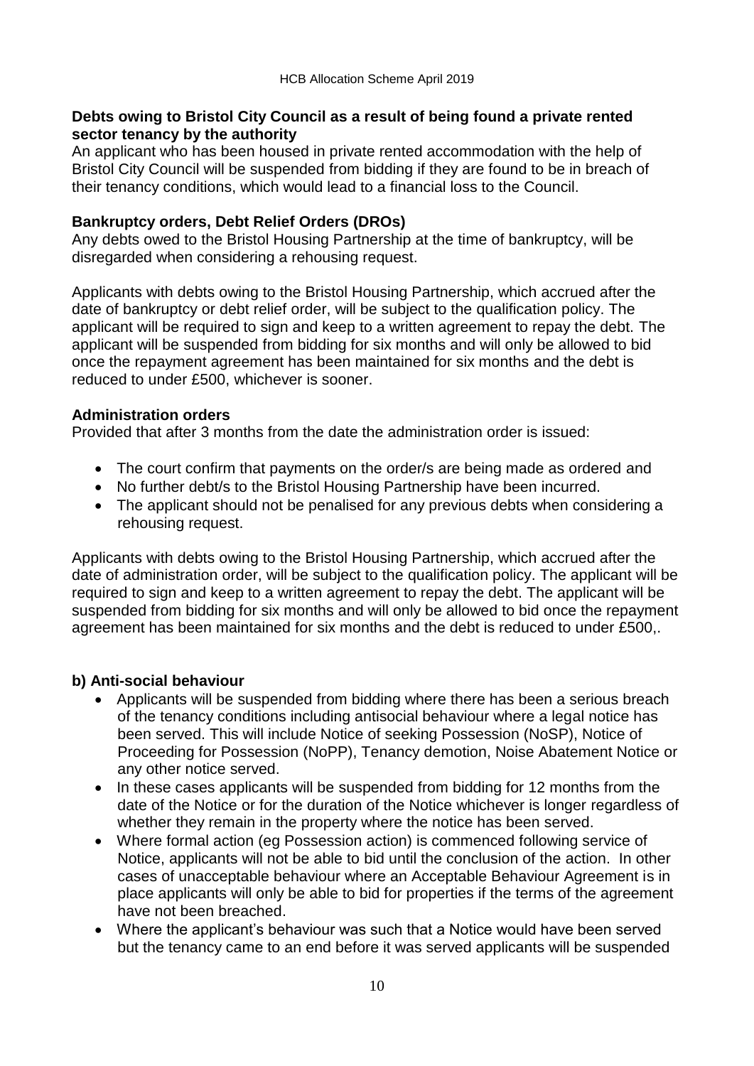**Debts owing to Bristol City Council as a result of being found a private rented sector tenancy by the authority**

An applicant who has been housed in private rented accommodation with the help of Bristol City Council will be suspended from bidding if they are found to be in breach of their tenancy conditions, which would lead to a financial loss to the Council.

**Bankruptcy orders, Debt Relief Orders (DROs)**

Any debts owed to the Bristol Housing Partnership at the time of bankruptcy, will be disregarded when considering a rehousing request.

Applicants with debts owing to the Bristol Housing Partnership, which accrued after the date of bankruptcy or debt relief order, will be subject to the qualification policy. The applicant will be required to sign and keep to a written agreement to repay the debt. The applicant will be suspended from bidding for six months and will only be allowed to bid once the repayment agreement has been maintained for six months and the debt is reduced to under £500, whichever is sooner.

**Administration orders**

Provided that after 3 months from the date the administration order is issued:

- The court confirm that payments on the order/s are being made as ordered and
- No further debt/s to the Bristol Housing Partnership have been incurred.
- The applicant should not be penalised for any previous debts when considering a rehousing request.

Applicants with debts owing to the Bristol Housing Partnership, which accrued after the date of administration order, will be subject to the qualification policy. The applicant will be required to sign and keep to a written agreement to repay the debt. The applicant will be suspended from bidding for six months and will only be allowed to bid once the repayment agreement has been maintained for six months and the debt is reduced to under £500,.

**b) Anti-social behaviour**

- Applicants will be suspended from bidding where there has been a serious breach of the tenancy conditions including antisocial behaviour where a legal notice has been served. This will include Notice of seeking Possession (NoSP), Notice of Proceeding for Possession (NoPP), Tenancy demotion, Noise Abatement Notice or any other notice served.
- In these cases applicants will be suspended from bidding for 12 months from the date of the Notice or for the duration of the Notice whichever is longer regardless of whether they remain in the property where the notice has been served.
- Where formal action (eg Possession action) is commenced following service of Notice, applicants will not be able to bid until the conclusion of the action. In other cases of unacceptable behaviour where an Acceptable Behaviour Agreement is in place applicants will only be able to bid for properties if the terms of the agreement have not been breached.
- Where the applicant's behaviour was such that a Notice would have been served but the tenancy came to an end before it was served applicants will be suspended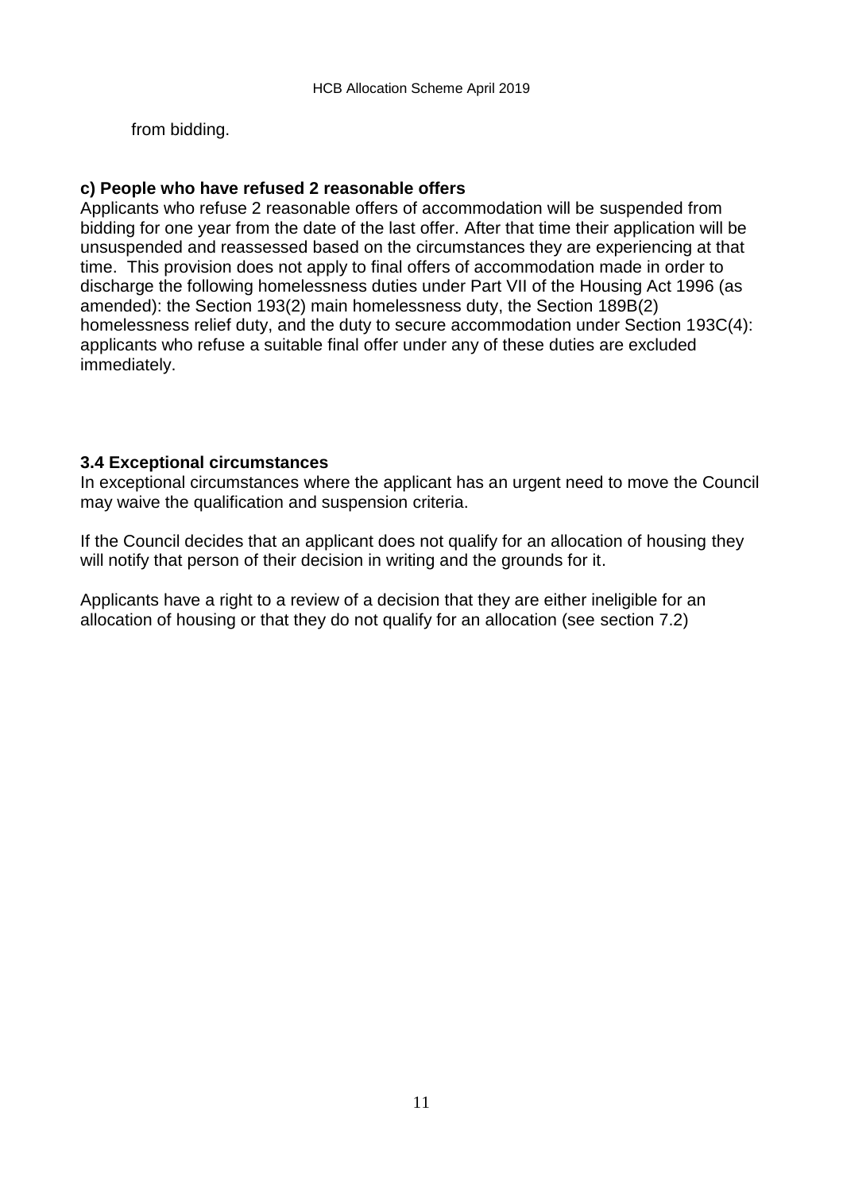from bidding.

**c) People who have refused 2 reasonable offers**

Applicants who refuse 2 reasonable offers of accommodation will be suspended from bidding for one year from the date of the last offer. After that time their application will be unsuspended and reassessed based on the circumstances they are experiencing at that time. This provision does not apply to final offers of accommodation made in order to discharge the following homelessness duties under Part VII of the Housing Act 1996 (as amended): the Section 193(2) main homelessness duty, the Section 189B(2) homelessness relief duty, and the duty to secure accommodation under Section 193C(4): applicants who refuse a suitable final offer under any of these duties are excluded immediately.

### 3.4 Exceptional circumstances

In exceptional circumstances where the applicant has an urgent need to move the Council may waive the qualification and suspension criteria.

If the Council decides that an applicant does not qualify for an allocation of housing they will notify that person of their decision in writing and the grounds for it.

Applicants have a right to a review of a decision that they are either ineligible for an allocation of housing or that they do not qualify for an allocation (see section 7.2)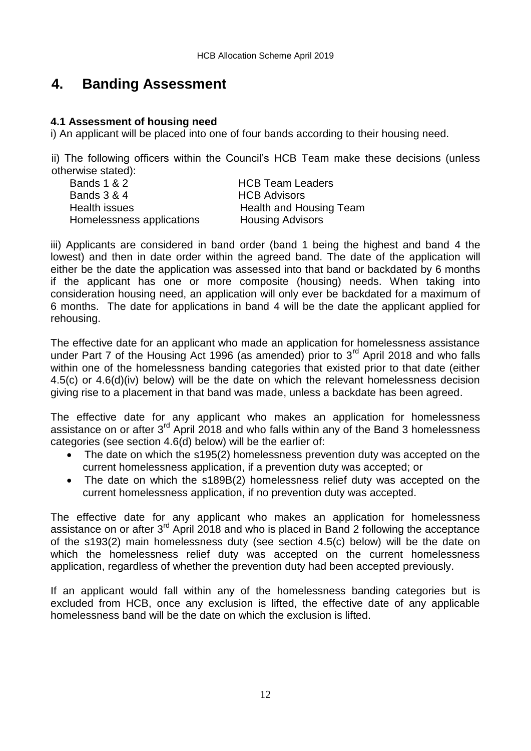# 4. Banding Assessment

### 4.1 Assessment of housing need

i) An applicant will be placed into one of four bands according to their housing need.

ii) The following officers within the Council's HCB Team make these decisions (unless otherwise stated):

| | |
|---|---|
| Bands 1 & 2 | HCB Team Leaders |
| Bands 3 & 4 | HCB Advisors |
| Health issues | Health and Housing Team |
| Homelessness applications | Housing Advisors |

iii) Applicants are considered in band order (band 1 being the highest and band 4 the lowest) and then in date order within the agreed band. The date of the application will either be the date the application was assessed into that band or backdated by 6 months if the applicant has one or more composite (housing) needs. When taking into consideration housing need, an application will only ever be backdated for a maximum of 6 months. The date for applications in band 4 will be the date the applicant applied for rehousing.

The effective date for an applicant who made an application for homelessness assistance under Part 7 of the Housing Act 1996 (as amended) prior to 3rd April 2018 and who falls within one of the homelessness banding categories that existed prior to that date (either 4.5(c) or 4.6(d)(iv) below) will be the date on which the relevant homelessness decision giving rise to a placement in that band was made, unless a backdate has been agreed.

The effective date for any applicant who makes an application for homelessness assistance on or after 3rd April 2018 and who falls within any of the Band 3 homelessness categories (see section 4.6(d) below) will be the earlier of:

- The date on which the s195(2) homelessness prevention duty was accepted on the current homelessness application, if a prevention duty was accepted; or
- The date on which the s189B(2) homelessness relief duty was accepted on the current homelessness application, if no prevention duty was accepted.

The effective date for any applicant who makes an application for homelessness assistance on or after 3rd April 2018 and who is placed in Band 2 following the acceptance of the s193(2) main homelessness duty (see section 4.5(c) below) will be the date on which the homelessness relief duty was accepted on the current homelessness application, regardless of whether the prevention duty had been accepted previously.

If an applicant would fall within any of the homelessness banding categories but is excluded from HCB, once any exclusion is lifted, the effective date of any applicable homelessness band will be the date on which the exclusion is lifted.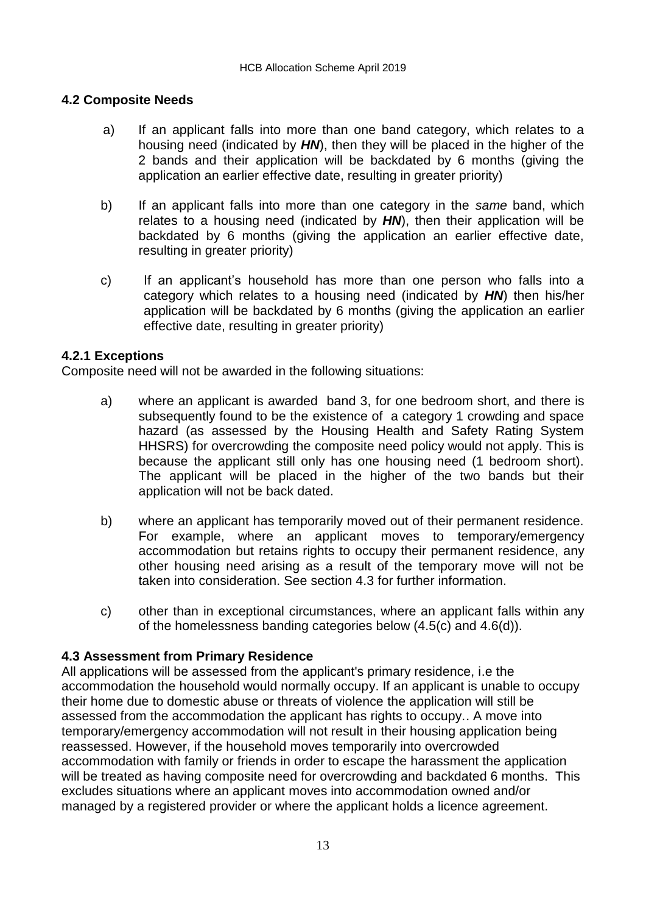## 4.2 Composite Needs

a) If an applicant falls into more than one band category, which relates to a housing need (indicated by ***HN***), then they will be placed in the higher of the 2 bands and their application will be backdated by 6 months (giving the application an earlier effective date, resulting in greater priority)

b) If an applicant falls into more than one category in the *same* band, which relates to a housing need (indicated by ***HN***), then their application will be backdated by 6 months (giving the application an earlier effective date, resulting in greater priority)

c) If an applicant's household has more than one person who falls into a category which relates to a housing need (indicated by ***HN***) then his/her application will be backdated by 6 months (giving the application an earlier effective date, resulting in greater priority)

### 4.2.1 Exceptions

Composite need will not be awarded in the following situations:

a) where an applicant is awarded band 3, for one bedroom short, and there is subsequently found to be the existence of a category 1 crowding and space hazard (as assessed by the Housing Health and Safety Rating System HHSRS) for overcrowding the composite need policy would not apply. This is because the applicant still only has one housing need (1 bedroom short). The applicant will be placed in the higher of the two bands but their application will not be back dated.

b) where an applicant has temporarily moved out of their permanent residence. For example, where an applicant moves to temporary/emergency accommodation but retains rights to occupy their permanent residence, any other housing need arising as a result of the temporary move will not be taken into consideration. See section 4.3 for further information.

c) other than in exceptional circumstances, where an applicant falls within any of the homelessness banding categories below (4.5(c) and 4.6(d)).

## 4.3 Assessment from Primary Residence

All applications will be assessed from the applicant's primary residence, i.e the accommodation the household would normally occupy. If an applicant is unable to occupy their home due to domestic abuse or threats of violence the application will still be assessed from the accommodation the applicant has rights to occupy.. A move into temporary/emergency accommodation will not result in their housing application being reassessed. However, if the household moves temporarily into overcrowded accommodation with family or friends in order to escape the harassment the application will be treated as having composite need for overcrowding and backdated 6 months. This excludes situations where an applicant moves into accommodation owned and/or managed by a registered provider or where the applicant holds a licence agreement.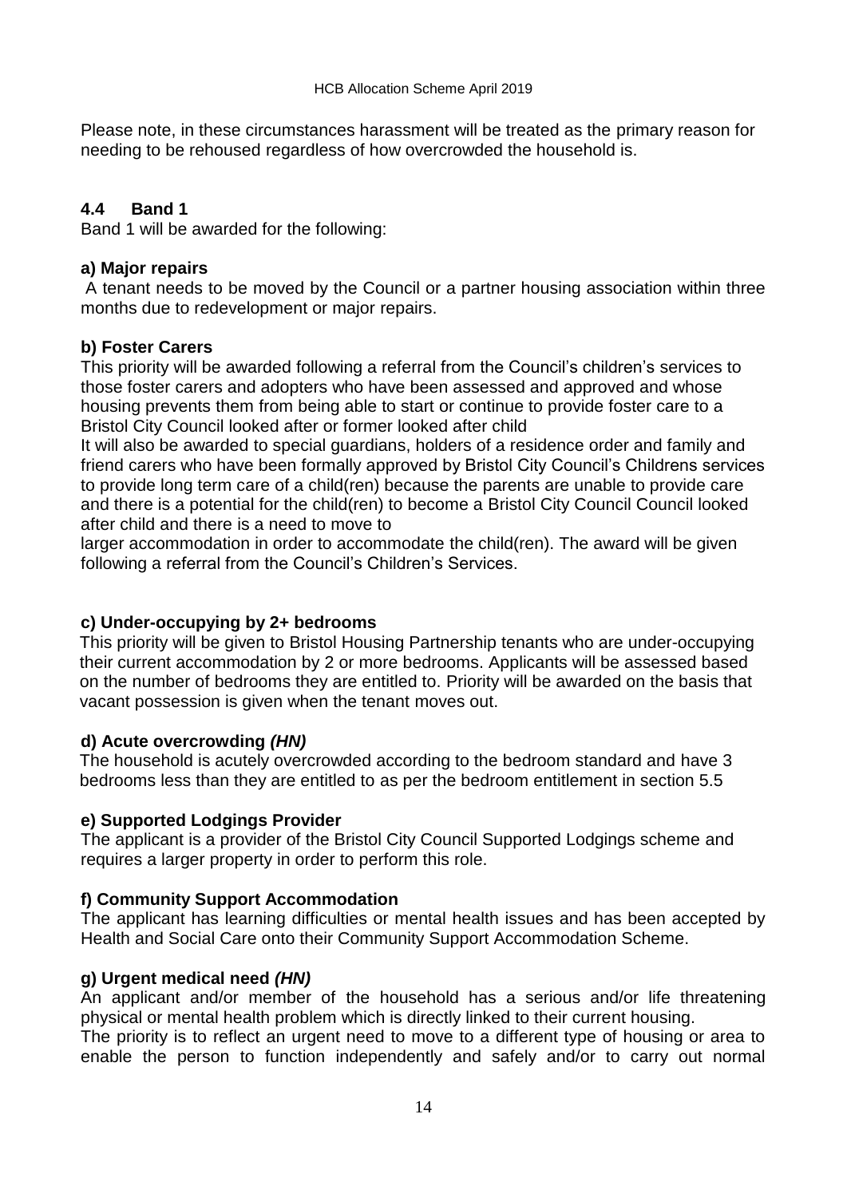Please note, in these circumstances harassment will be treated as the primary reason for needing to be rehoused regardless of how overcrowded the household is.

## 4.4 Band 1

Band 1 will be awarded for the following:

**a) Major repairs**

A tenant needs to be moved by the Council or a partner housing association within three months due to redevelopment or major repairs.

**b) Foster Carers**

This priority will be awarded following a referral from the Council's children's services to those foster carers and adopters who have been assessed and approved and whose housing prevents them from being able to start or continue to provide foster care to a Bristol City Council looked after or former looked after child

It will also be awarded to special guardians, holders of a residence order and family and friend carers who have been formally approved by Bristol City Council's Childrens services to provide long term care of a child(ren) because the parents are unable to provide care and there is a potential for the child(ren) to become a Bristol City Council Council looked after child and there is a need to move to larger accommodation in order to accommodate the child(ren). The award will be given following a referral from the Council's Children's Services.

**c) Under-occupying by 2+ bedrooms**

This priority will be given to Bristol Housing Partnership tenants who are under-occupying their current accommodation by 2 or more bedrooms. Applicants will be assessed based on the number of bedrooms they are entitled to. Priority will be awarded on the basis that vacant possession is given when the tenant moves out.

**d) Acute overcrowding *(HN)***

The household is acutely overcrowded according to the bedroom standard and have 3 bedrooms less than they are entitled to as per the bedroom entitlement in section 5.5

**e) Supported Lodgings Provider**

The applicant is a provider of the Bristol City Council Supported Lodgings scheme and requires a larger property in order to perform this role.

**f) Community Support Accommodation**

The applicant has learning difficulties or mental health issues and has been accepted by Health and Social Care onto their Community Support Accommodation Scheme.

**g) Urgent medical need *(HN)***

An applicant and/or member of the household has a serious and/or life threatening physical or mental health problem which is directly linked to their current housing.

The priority is to reflect an urgent need to move to a different type of housing or area to enable the person to function independently and safely and/or to carry out normal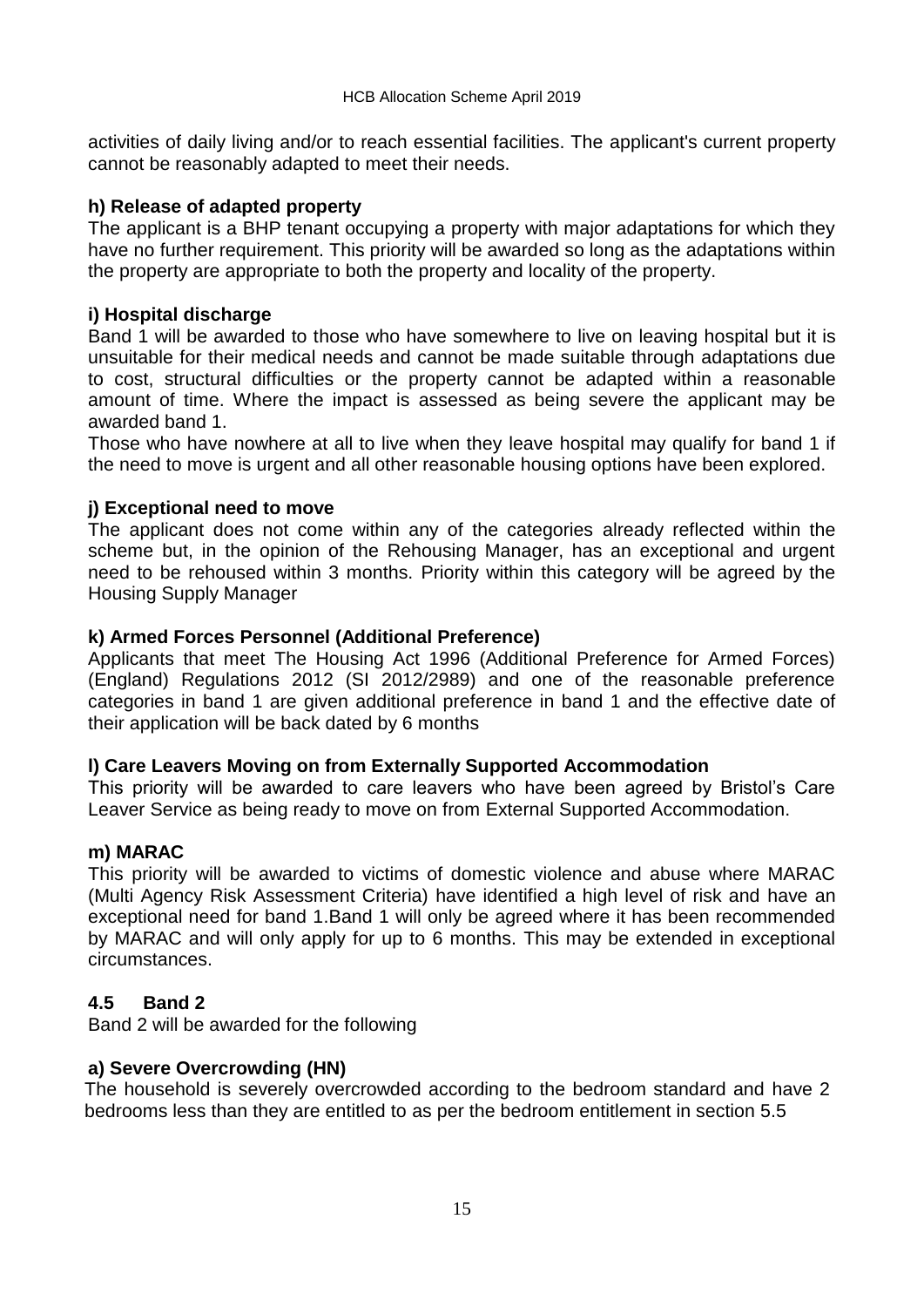activities of daily living and/or to reach essential facilities. The applicant's current property cannot be reasonably adapted to meet their needs.

**h) Release of adapted property**

The applicant is a BHP tenant occupying a property with major adaptations for which they have no further requirement. This priority will be awarded so long as the adaptations within the property are appropriate to both the property and locality of the property.

**i) Hospital discharge**

Band 1 will be awarded to those who have somewhere to live on leaving hospital but it is unsuitable for their medical needs and cannot be made suitable through adaptations due to cost, structural difficulties or the property cannot be adapted within a reasonable amount of time. Where the impact is assessed as being severe the applicant may be awarded band 1.

Those who have nowhere at all to live when they leave hospital may qualify for band 1 if the need to move is urgent and all other reasonable housing options have been explored.

**j) Exceptional need to move**

The applicant does not come within any of the categories already reflected within the scheme but, in the opinion of the Rehousing Manager, has an exceptional and urgent need to be rehoused within 3 months. Priority within this category will be agreed by the Housing Supply Manager

**k) Armed Forces Personnel (Additional Preference)**

Applicants that meet The Housing Act 1996 (Additional Preference for Armed Forces) (England) Regulations 2012 (SI 2012/2989) and one of the reasonable preference categories in band 1 are given additional preference in band 1 and the effective date of their application will be back dated by 6 months

**l) Care Leavers Moving on from Externally Supported Accommodation**

This priority will be awarded to care leavers who have been agreed by Bristol's Care Leaver Service as being ready to move on from External Supported Accommodation.

**m) MARAC**

This priority will be awarded to victims of domestic violence and abuse where MARAC (Multi Agency Risk Assessment Criteria) have identified a high level of risk and have an exceptional need for band 1.Band 1 will only be agreed where it has been recommended by MARAC and will only apply for up to 6 months. This may be extended in exceptional circumstances.

### 4.5 Band 2

Band 2 will be awarded for the following

**a) Severe Overcrowding (HN)**

The household is severely overcrowded according to the bedroom standard and have 2 bedrooms less than they are entitled to as per the bedroom entitlement in section 5.5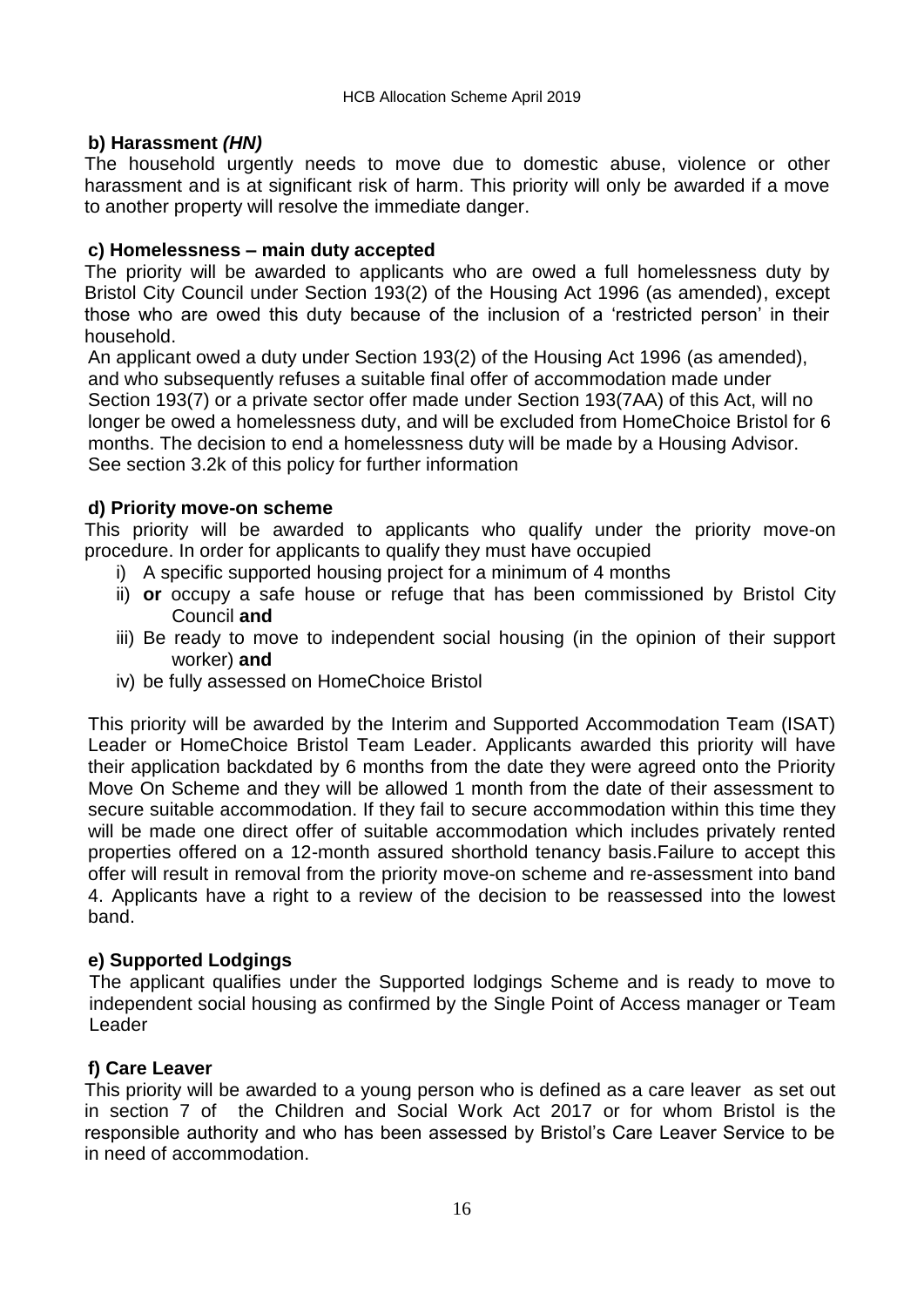**b) Harassment *(HN)***

The household urgently needs to move due to domestic abuse, violence or other harassment and is at significant risk of harm. This priority will only be awarded if a move to another property will resolve the immediate danger.

**c) Homelessness – main duty accepted**

The priority will be awarded to applicants who are owed a full homelessness duty by Bristol City Council under Section 193(2) of the Housing Act 1996 (as amended), except those who are owed this duty because of the inclusion of a 'restricted person' in their household.

An applicant owed a duty under Section 193(2) of the Housing Act 1996 (as amended), and who subsequently refuses a suitable final offer of accommodation made under Section 193(7) or a private sector offer made under Section 193(7AA) of this Act, will no longer be owed a homelessness duty, and will be excluded from HomeChoice Bristol for 6 months. The decision to end a homelessness duty will be made by a Housing Advisor. See section 3.2k of this policy for further information

**d) Priority move-on scheme**

This priority will be awarded to applicants who qualify under the priority move-on procedure. In order for applicants to qualify they must have occupied

i) A specific supported housing project for a minimum of 4 months
ii) **or** occupy a safe house or refuge that has been commissioned by Bristol City Council **and**
iii) Be ready to move to independent social housing (in the opinion of their support worker) **and**
iv) be fully assessed on HomeChoice Bristol

This priority will be awarded by the Interim and Supported Accommodation Team (ISAT) Leader or HomeChoice Bristol Team Leader. Applicants awarded this priority will have their application backdated by 6 months from the date they were agreed onto the Priority Move On Scheme and they will be allowed 1 month from the date of their assessment to secure suitable accommodation. If they fail to secure accommodation within this time they will be made one direct offer of suitable accommodation which includes privately rented properties offered on a 12-month assured shorthold tenancy basis.Failure to accept this offer will result in removal from the priority move-on scheme and re-assessment into band 4. Applicants have a right to a review of the decision to be reassessed into the lowest band.

**e) Supported Lodgings**

The applicant qualifies under the Supported lodgings Scheme and is ready to move to independent social housing as confirmed by the Single Point of Access manager or Team Leader

**f) Care Leaver**

This priority will be awarded to a young person who is defined as a care leaver as set out in section 7 of the Children and Social Work Act 2017 or for whom Bristol is the responsible authority and who has been assessed by Bristol's Care Leaver Service to be in need of accommodation.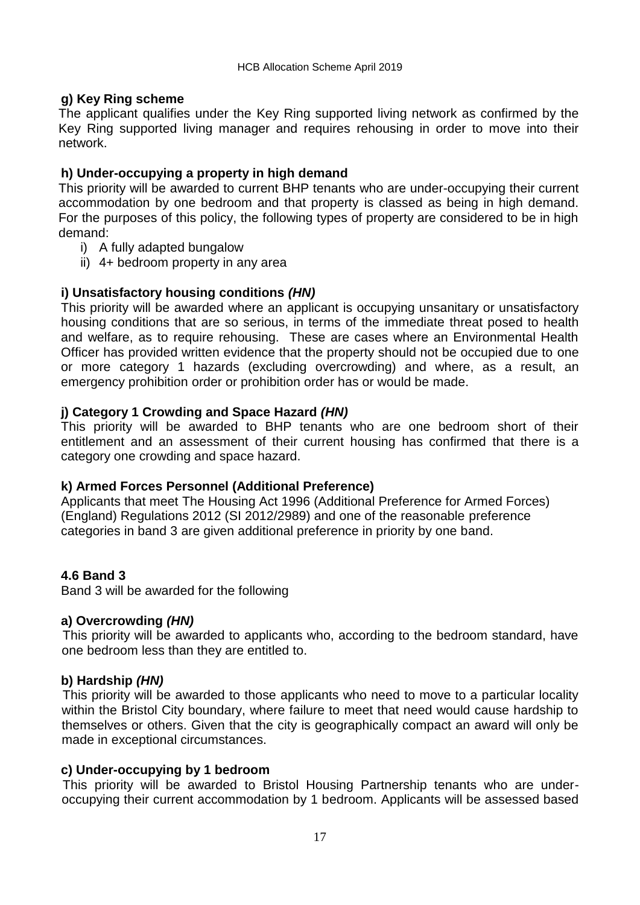**g) Key Ring scheme**

The applicant qualifies under the Key Ring supported living network as confirmed by the Key Ring supported living manager and requires rehousing in order to move into their network.

**h) Under-occupying a property in high demand**

This priority will be awarded to current BHP tenants who are under-occupying their current accommodation by one bedroom and that property is classed as being in high demand. For the purposes of this policy, the following types of property are considered to be in high demand:

i) A fully adapted bungalow
ii) 4+ bedroom property in any area

**i) Unsatisfactory housing conditions *(HN)***

This priority will be awarded where an applicant is occupying unsanitary or unsatisfactory housing conditions that are so serious, in terms of the immediate threat posed to health and welfare, as to require rehousing. These are cases where an Environmental Health Officer has provided written evidence that the property should not be occupied due to one or more category 1 hazards (excluding overcrowding) and where, as a result, an emergency prohibition order or prohibition order has or would be made.

**j) Category 1 Crowding and Space Hazard *(HN)***

This priority will be awarded to BHP tenants who are one bedroom short of their entitlement and an assessment of their current housing has confirmed that there is a category one crowding and space hazard.

**k) Armed Forces Personnel (Additional Preference)**

Applicants that meet The Housing Act 1996 (Additional Preference for Armed Forces) (England) Regulations 2012 (SI 2012/2989) and one of the reasonable preference categories in band 3 are given additional preference in priority by one band.

### 4.6 Band 3

Band 3 will be awarded for the following

**a) Overcrowding *(HN)***

This priority will be awarded to applicants who, according to the bedroom standard, have one bedroom less than they are entitled to.

**b) Hardship *(HN)***

This priority will be awarded to those applicants who need to move to a particular locality within the Bristol City boundary, where failure to meet that need would cause hardship to themselves or others. Given that the city is geographically compact an award will only be made in exceptional circumstances.

**c) Under-occupying by 1 bedroom**

This priority will be awarded to Bristol Housing Partnership tenants who are under-occupying their current accommodation by 1 bedroom. Applicants will be assessed based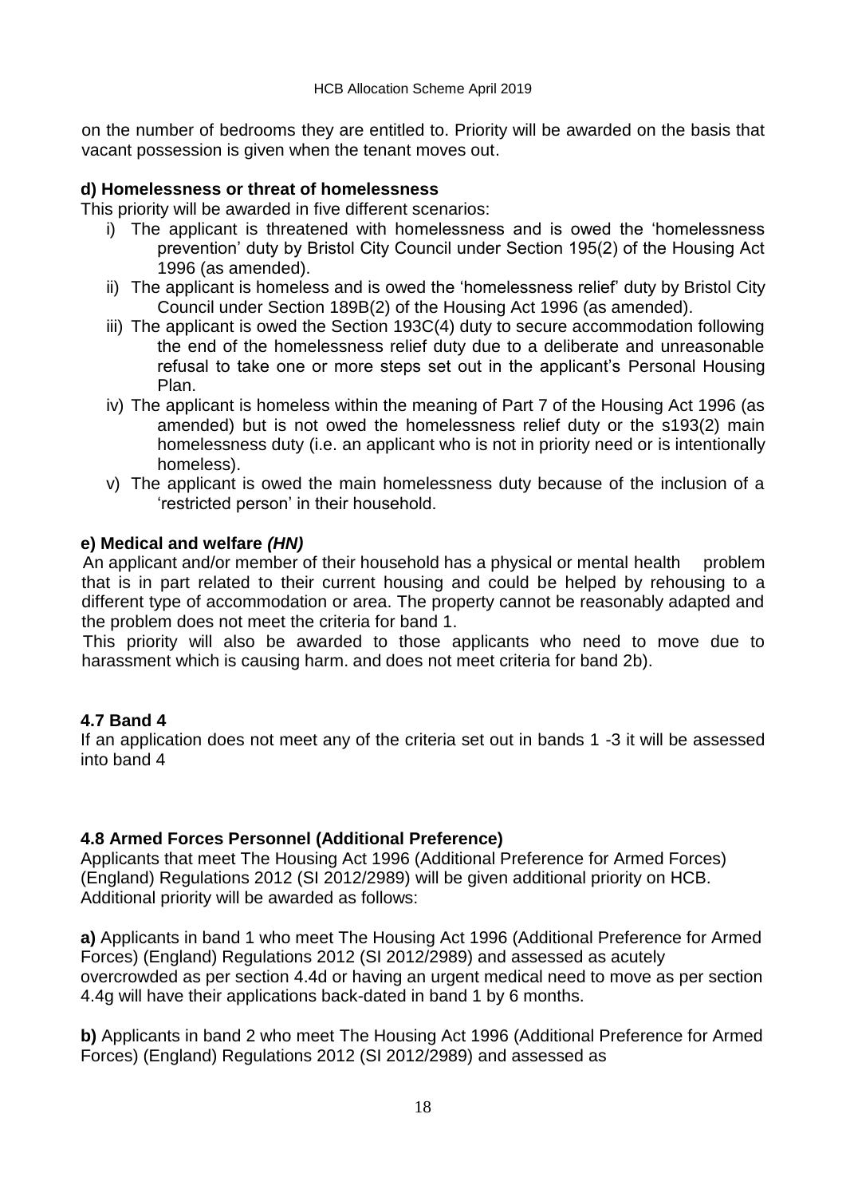on the number of bedrooms they are entitled to. Priority will be awarded on the basis that vacant possession is given when the tenant moves out.

**d) Homelessness or threat of homelessness**

This priority will be awarded in five different scenarios:

i) The applicant is threatened with homelessness and is owed the 'homelessness prevention' duty by Bristol City Council under Section 195(2) of the Housing Act 1996 (as amended).

ii) The applicant is homeless and is owed the 'homelessness relief' duty by Bristol City Council under Section 189B(2) of the Housing Act 1996 (as amended).

iii) The applicant is owed the Section 193C(4) duty to secure accommodation following the end of the homelessness relief duty due to a deliberate and unreasonable refusal to take one or more steps set out in the applicant's Personal Housing Plan.

iv) The applicant is homeless within the meaning of Part 7 of the Housing Act 1996 (as amended) but is not owed the homelessness relief duty or the s193(2) main homelessness duty (i.e. an applicant who is not in priority need or is intentionally homeless).

v) The applicant is owed the main homelessness duty because of the inclusion of a 'restricted person' in their household.

**e) Medical and welfare *(HN)***

An applicant and/or member of their household has a physical or mental health problem that is in part related to their current housing and could be helped by rehousing to a different type of accommodation or area. The property cannot be reasonably adapted and the problem does not meet the criteria for band 1.

This priority will also be awarded to those applicants who need to move due to harassment which is causing harm. and does not meet criteria for band 2b).

### 4.7 Band 4

If an application does not meet any of the criteria set out in bands 1 -3 it will be assessed into band 4

### 4.8 Armed Forces Personnel (Additional Preference)

Applicants that meet The Housing Act 1996 (Additional Preference for Armed Forces) (England) Regulations 2012 (SI 2012/2989) will be given additional priority on HCB. Additional priority will be awarded as follows:

**a)** Applicants in band 1 who meet The Housing Act 1996 (Additional Preference for Armed Forces) (England) Regulations 2012 (SI 2012/2989) and assessed as acutely overcrowded as per section 4.4d or having an urgent medical need to move as per section 4.4g will have their applications back-dated in band 1 by 6 months.

**b)** Applicants in band 2 who meet The Housing Act 1996 (Additional Preference for Armed Forces) (England) Regulations 2012 (SI 2012/2989) and assessed as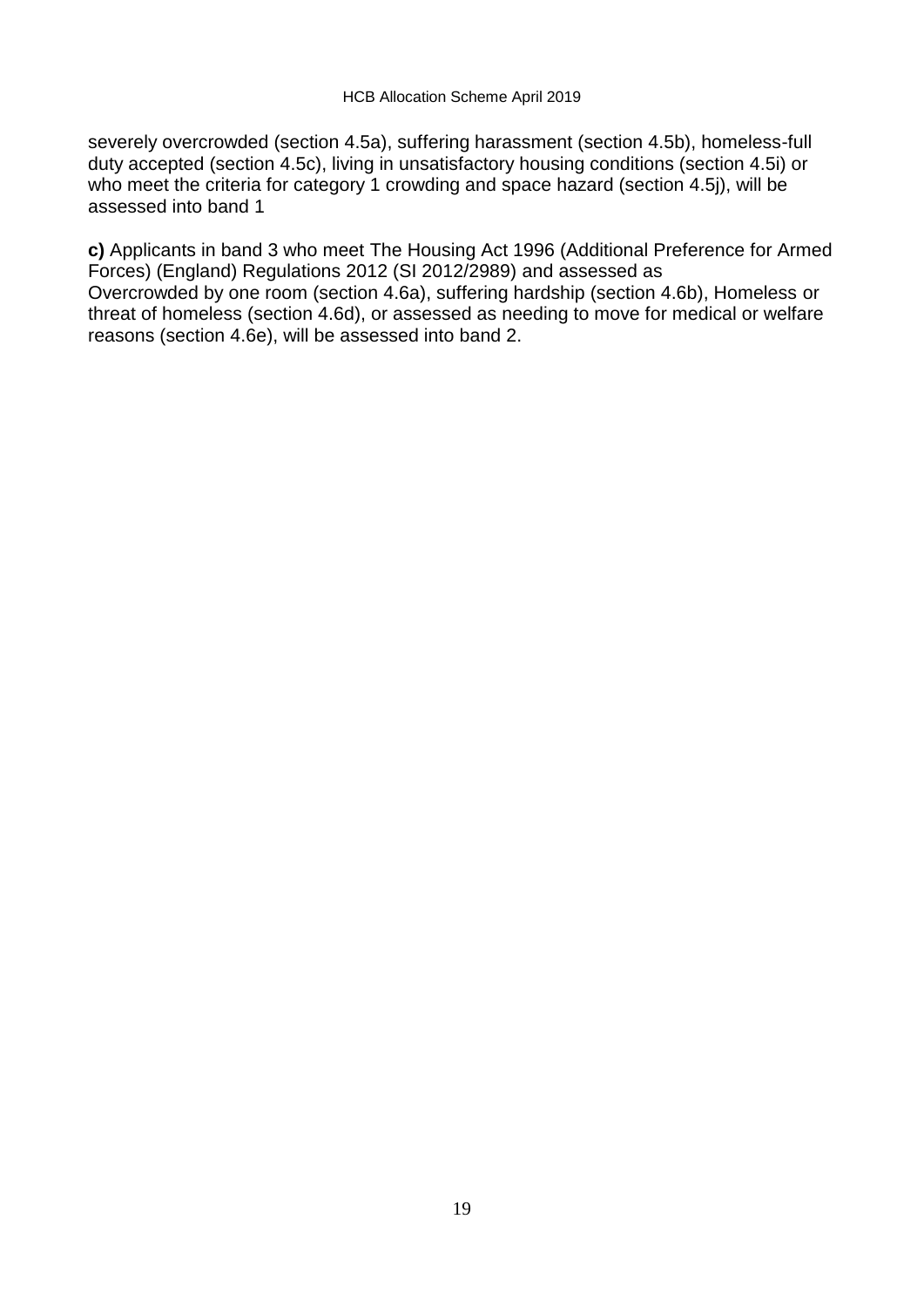severely overcrowded (section 4.5a), suffering harassment (section 4.5b), homeless-full duty accepted (section 4.5c), living in unsatisfactory housing conditions (section 4.5i) or who meet the criteria for category 1 crowding and space hazard (section 4.5j), will be assessed into band 1

**c)** Applicants in band 3 who meet The Housing Act 1996 (Additional Preference for Armed Forces) (England) Regulations 2012 (SI 2012/2989) and assessed as Overcrowded by one room (section 4.6a), suffering hardship (section 4.6b), Homeless or threat of homeless (section 4.6d), or assessed as needing to move for medical or welfare reasons (section 4.6e), will be assessed into band 2.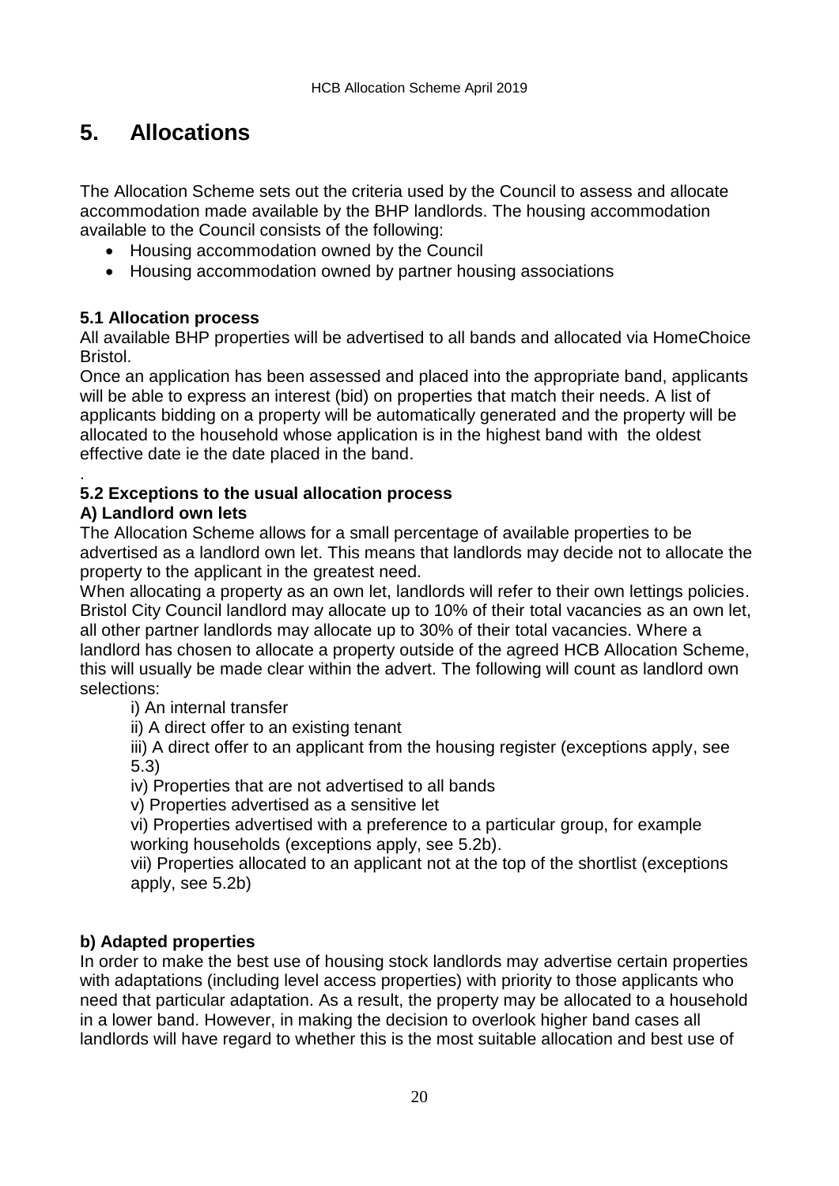# 5. Allocations

The Allocation Scheme sets out the criteria used by the Council to assess and allocate accommodation made available by the BHP landlords. The housing accommodation available to the Council consists of the following:

- Housing accommodation owned by the Council
- Housing accommodation owned by partner housing associations

### 5.1 Allocation process

All available BHP properties will be advertised to all bands and allocated via HomeChoice Bristol.

Once an application has been assessed and placed into the appropriate band, applicants will be able to express an interest (bid) on properties that match their needs. A list of applicants bidding on a property will be automatically generated and the property will be allocated to the household whose application is in the highest band with the oldest effective date ie the date placed in the band.

.

### 5.2 Exceptions to the usual allocation process

**A) Landlord own lets**

The Allocation Scheme allows for a small percentage of available properties to be advertised as a landlord own let. This means that landlords may decide not to allocate the property to the applicant in the greatest need.

When allocating a property as an own let, landlords will refer to their own lettings policies. Bristol City Council landlord may allocate up to 10% of their total vacancies as an own let, all other partner landlords may allocate up to 30% of their total vacancies. Where a landlord has chosen to allocate a property outside of the agreed HCB Allocation Scheme, this will usually be made clear within the advert. The following will count as landlord own selections:

i) An internal transfer

ii) A direct offer to an existing tenant

iii) A direct offer to an applicant from the housing register (exceptions apply, see 5.3)

iv) Properties that are not advertised to all bands

v) Properties advertised as a sensitive let

vi) Properties advertised with a preference to a particular group, for example working households (exceptions apply, see 5.2b).

vii) Properties allocated to an applicant not at the top of the shortlist (exceptions apply, see 5.2b)

**b) Adapted properties**

In order to make the best use of housing stock landlords may advertise certain properties with adaptations (including level access properties) with priority to those applicants who need that particular adaptation. As a result, the property may be allocated to a household in a lower band. However, in making the decision to overlook higher band cases all landlords will have regard to whether this is the most suitable allocation and best use of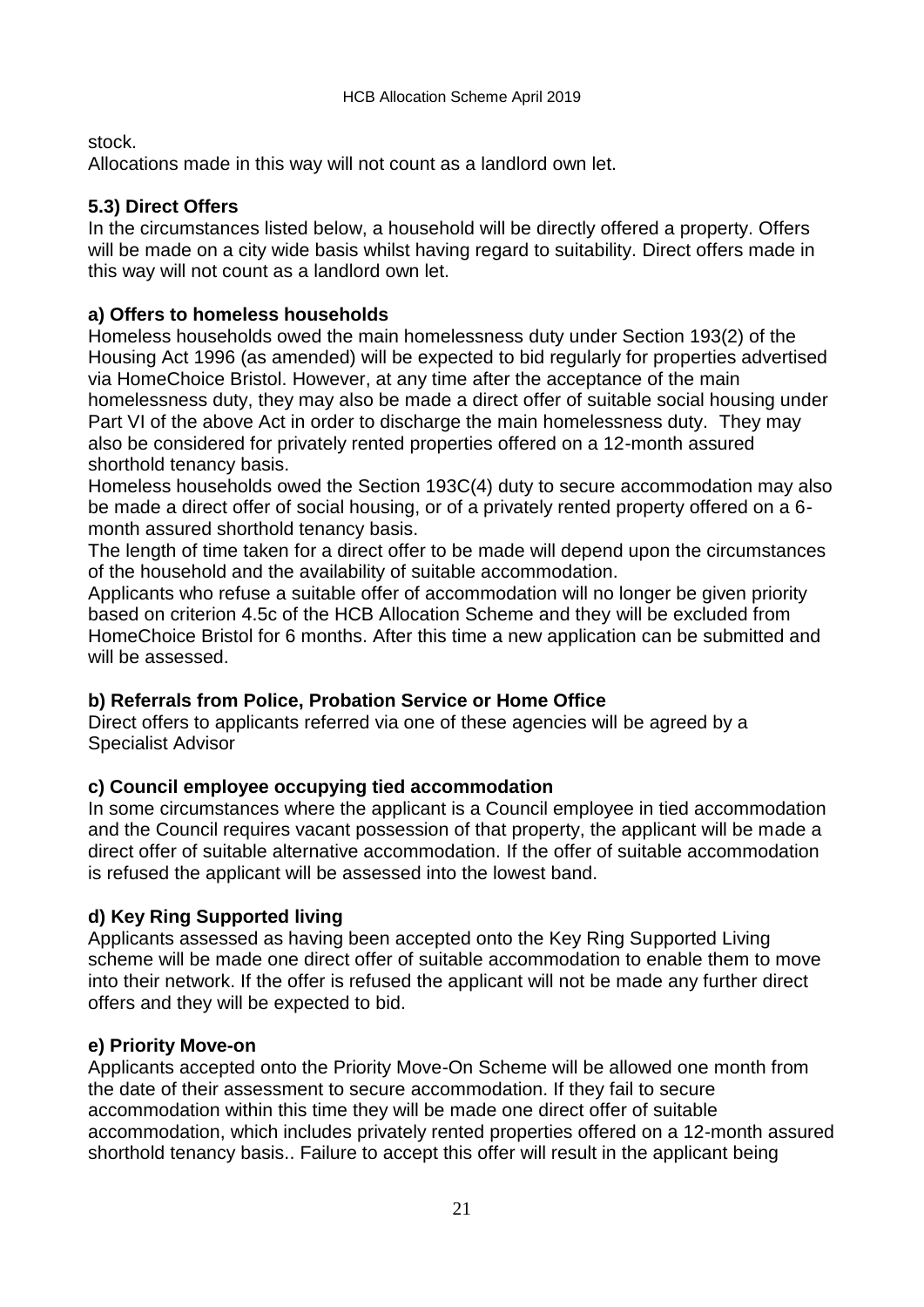stock.

Allocations made in this way will not count as a landlord own let.

### 5.3) Direct Offers

In the circumstances listed below, a household will be directly offered a property. Offers will be made on a city wide basis whilst having regard to suitability. Direct offers made in this way will not count as a landlord own let.

#### a) Offers to homeless households

Homeless households owed the main homelessness duty under Section 193(2) of the Housing Act 1996 (as amended) will be expected to bid regularly for properties advertised via HomeChoice Bristol. However, at any time after the acceptance of the main homelessness duty, they may also be made a direct offer of suitable social housing under Part VI of the above Act in order to discharge the main homelessness duty. They may also be considered for privately rented properties offered on a 12-month assured shorthold tenancy basis.

Homeless households owed the Section 193C(4) duty to secure accommodation may also be made a direct offer of social housing, or of a privately rented property offered on a 6-month assured shorthold tenancy basis.

The length of time taken for a direct offer to be made will depend upon the circumstances of the household and the availability of suitable accommodation.

Applicants who refuse a suitable offer of accommodation will no longer be given priority based on criterion 4.5c of the HCB Allocation Scheme and they will be excluded from HomeChoice Bristol for 6 months. After this time a new application can be submitted and will be assessed.

#### b) Referrals from Police, Probation Service or Home Office

Direct offers to applicants referred via one of these agencies will be agreed by a Specialist Advisor

#### c) Council employee occupying tied accommodation

In some circumstances where the applicant is a Council employee in tied accommodation and the Council requires vacant possession of that property, the applicant will be made a direct offer of suitable alternative accommodation. If the offer of suitable accommodation is refused the applicant will be assessed into the lowest band.

#### d) Key Ring Supported living

Applicants assessed as having been accepted onto the Key Ring Supported Living scheme will be made one direct offer of suitable accommodation to enable them to move into their network. If the offer is refused the applicant will not be made any further direct offers and they will be expected to bid.

#### e) Priority Move-on

Applicants accepted onto the Priority Move-On Scheme will be allowed one month from the date of their assessment to secure accommodation. If they fail to secure accommodation within this time they will be made one direct offer of suitable accommodation, which includes privately rented properties offered on a 12-month assured shorthold tenancy basis.. Failure to accept this offer will result in the applicant being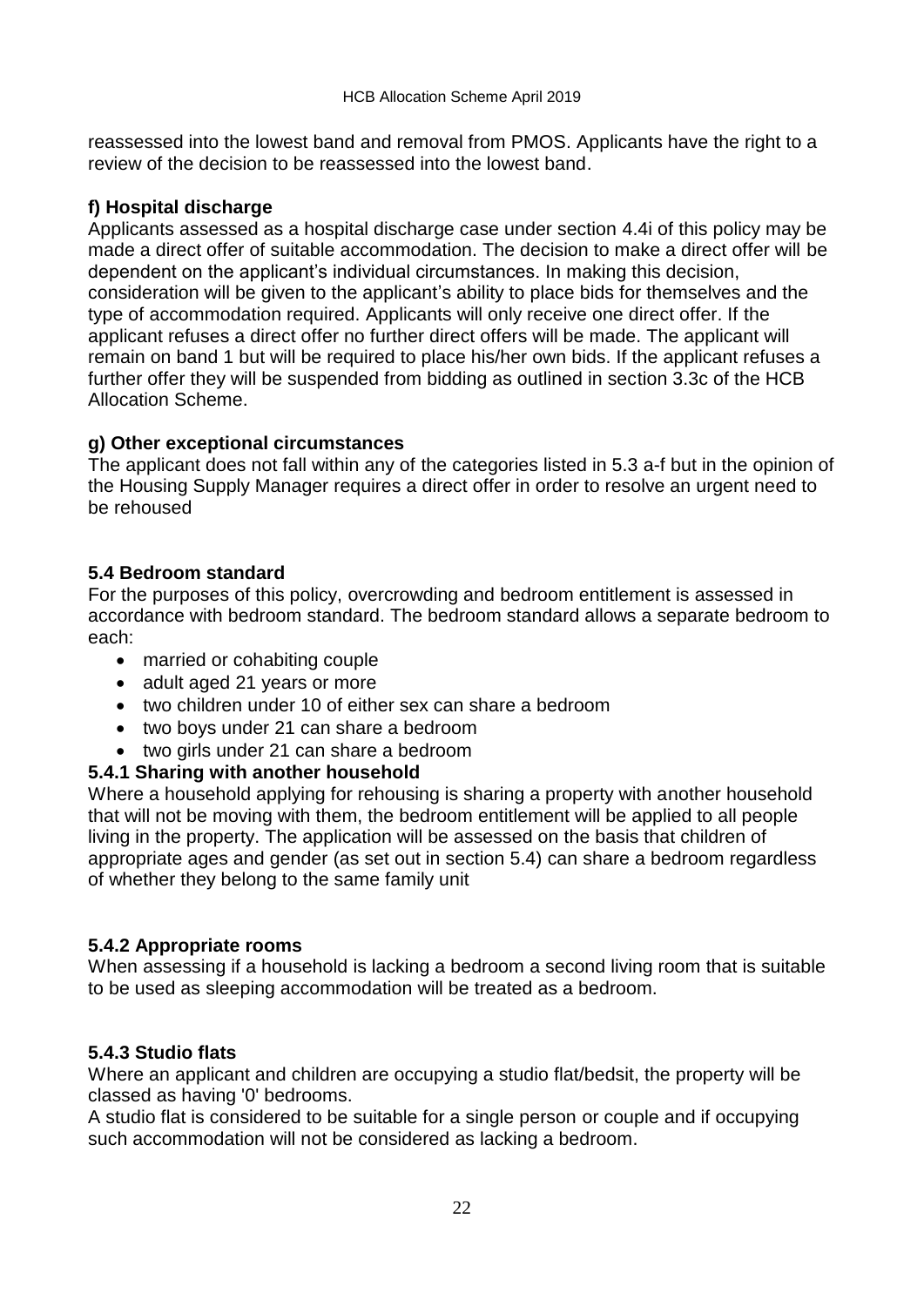reassessed into the lowest band and removal from PMOS. Applicants have the right to a review of the decision to be reassessed into the lowest band.

**f) Hospital discharge**

Applicants assessed as a hospital discharge case under section 4.4i of this policy may be made a direct offer of suitable accommodation. The decision to make a direct offer will be dependent on the applicant's individual circumstances. In making this decision, consideration will be given to the applicant's ability to place bids for themselves and the type of accommodation required. Applicants will only receive one direct offer. If the applicant refuses a direct offer no further direct offers will be made. The applicant will remain on band 1 but will be required to place his/her own bids. If the applicant refuses a further offer they will be suspended from bidding as outlined in section 3.3c of the HCB Allocation Scheme.

**g) Other exceptional circumstances**

The applicant does not fall within any of the categories listed in 5.3 a-f but in the opinion of the Housing Supply Manager requires a direct offer in order to resolve an urgent need to be rehoused

### 5.4 Bedroom standard

For the purposes of this policy, overcrowding and bedroom entitlement is assessed in accordance with bedroom standard. The bedroom standard allows a separate bedroom to each:

- married or cohabiting couple
- adult aged 21 years or more
- two children under 10 of either sex can share a bedroom
- two boys under 21 can share a bedroom
- two girls under 21 can share a bedroom

#### 5.4.1 Sharing with another household

Where a household applying for rehousing is sharing a property with another household that will not be moving with them, the bedroom entitlement will be applied to all people living in the property. The application will be assessed on the basis that children of appropriate ages and gender (as set out in section 5.4) can share a bedroom regardless of whether they belong to the same family unit

#### 5.4.2 Appropriate rooms

When assessing if a household is lacking a bedroom a second living room that is suitable to be used as sleeping accommodation will be treated as a bedroom.

#### 5.4.3 Studio flats

Where an applicant and children are occupying a studio flat/bedsit, the property will be classed as having '0' bedrooms.

A studio flat is considered to be suitable for a single person or couple and if occupying such accommodation will not be considered as lacking a bedroom.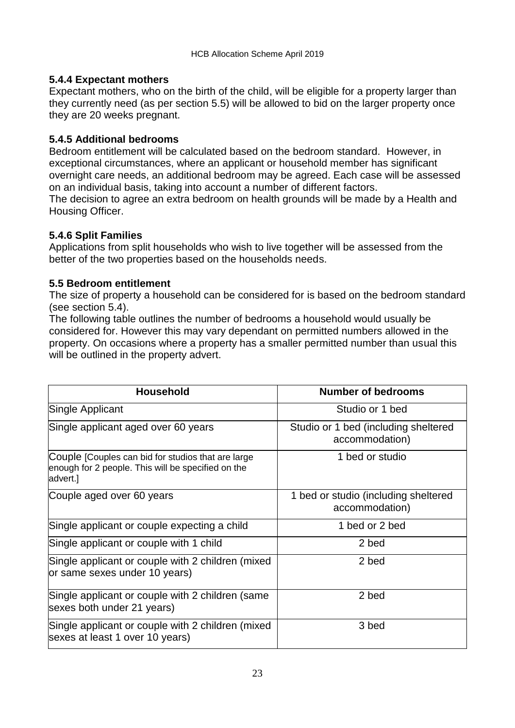### 5.4.4 Expectant mothers

Expectant mothers, who on the birth of the child, will be eligible for a property larger than they currently need (as per section 5.5) will be allowed to bid on the larger property once they are 20 weeks pregnant.

### 5.4.5 Additional bedrooms

Bedroom entitlement will be calculated based on the bedroom standard. However, in exceptional circumstances, where an applicant or household member has significant overnight care needs, an additional bedroom may be agreed. Each case will be assessed on an individual basis, taking into account a number of different factors.

The decision to agree an extra bedroom on health grounds will be made by a Health and Housing Officer.

### 5.4.6 Split Families

Applications from split households who wish to live together will be assessed from the better of the two properties based on the households needs.

## 5.5 Bedroom entitlement

The size of property a household can be considered for is based on the bedroom standard (see section 5.4).

The following table outlines the number of bedrooms a household would usually be considered for. However this may vary dependant on permitted numbers allowed in the property. On occasions where a property has a smaller permitted number than usual this will be outlined in the property advert.

| Household | Number of bedrooms |
|---|---|
| Single Applicant | Studio or 1 bed |
| Single applicant aged over 60 years | Studio or 1 bed (including sheltered accommodation) |
| Couple [Couples can bid for studios that are large enough for 2 people. This will be specified on the advert.] | 1 bed or studio |
| Couple aged over 60 years | 1 bed or studio (including sheltered accommodation) |
| Single applicant or couple expecting a child | 1 bed or 2 bed |
| Single applicant or couple with 1 child | 2 bed |
| Single applicant or couple with 2 children (mixed or same sexes under 10 years) | 2 bed |
| Single applicant or couple with 2 children (same sexes both under 21 years) | 2 bed |
| Single applicant or couple with 2 children (mixed sexes at least 1 over 10 years) | 3 bed |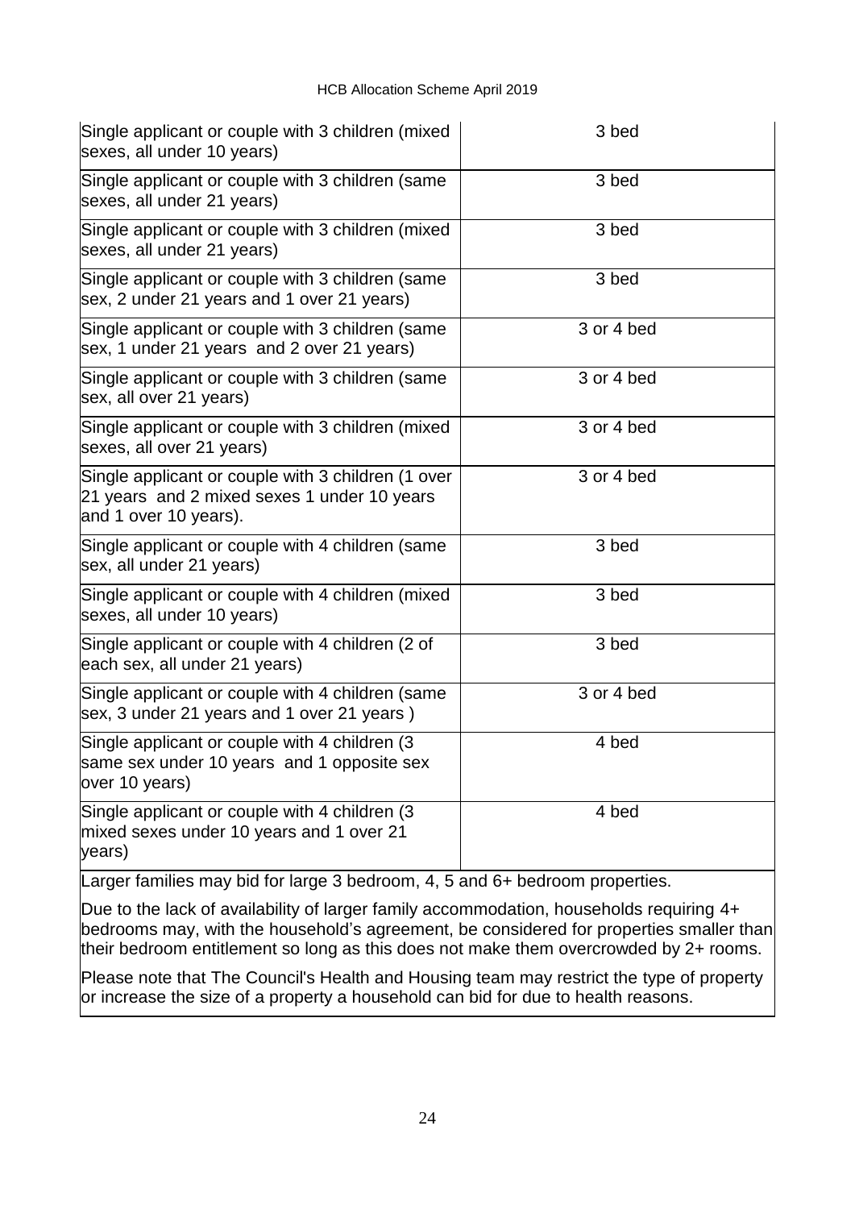| | |
|---|---|
| Single applicant or couple with 3 children (mixed sexes, all under 10 years) | 3 bed |
| Single applicant or couple with 3 children (same sexes, all under 21 years) | 3 bed |
| Single applicant or couple with 3 children (mixed sexes, all under 21 years) | 3 bed |
| Single applicant or couple with 3 children (same sex, 2 under 21 years and 1 over 21 years) | 3 bed |
| Single applicant or couple with 3 children (same sex, 1 under 21 years and 2 over 21 years) | 3 or 4 bed |
| Single applicant or couple with 3 children (same sex, all over 21 years) | 3 or 4 bed |
| Single applicant or couple with 3 children (mixed sexes, all over 21 years) | 3 or 4 bed |
| Single applicant or couple with 3 children (1 over 21 years and 2 mixed sexes 1 under 10 years and 1 over 10 years). | 3 or 4 bed |
| Single applicant or couple with 4 children (same sex, all under 21 years) | 3 bed |
| Single applicant or couple with 4 children (mixed sexes, all under 10 years) | 3 bed |
| Single applicant or couple with 4 children (2 of each sex, all under 21 years) | 3 bed |
| Single applicant or couple with 4 children (same sex, 3 under 21 years and 1 over 21 years ) | 3 or 4 bed |
| Single applicant or couple with 4 children (3 same sex under 10 years and 1 opposite sex over 10 years) | 4 bed |
| Single applicant or couple with 4 children (3 mixed sexes under 10 years and 1 over 21 years) | 4 bed |

Larger families may bid for large 3 bedroom, 4, 5 and 6+ bedroom properties.

Due to the lack of availability of larger family accommodation, households requiring 4+ bedrooms may, with the household's agreement, be considered for properties smaller than their bedroom entitlement so long as this does not make them overcrowded by 2+ rooms.

Please note that The Council's Health and Housing team may restrict the type of property or increase the size of a property a household can bid for due to health reasons.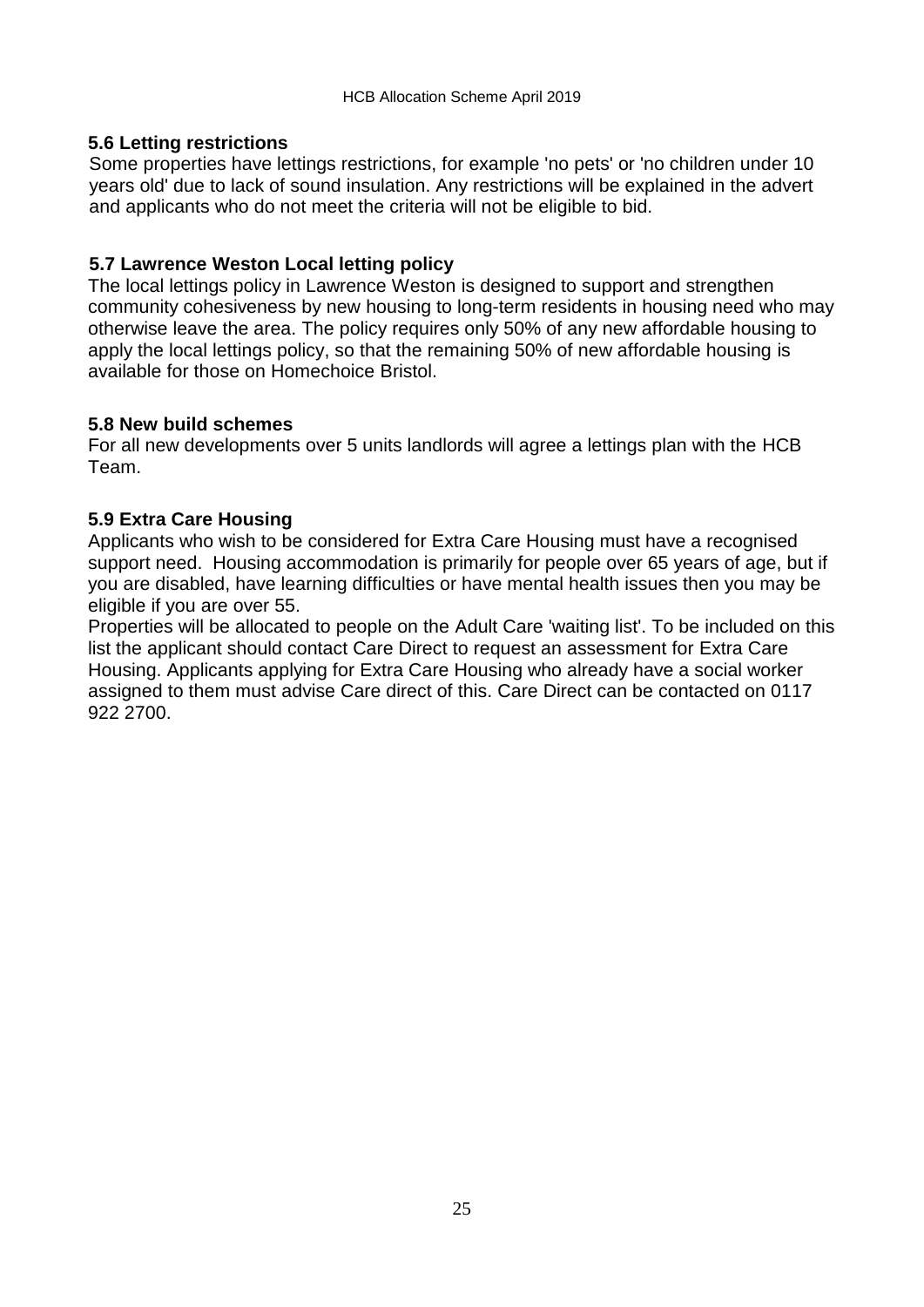### 5.6 Letting restrictions

Some properties have lettings restrictions, for example 'no pets' or 'no children under 10 years old' due to lack of sound insulation. Any restrictions will be explained in the advert and applicants who do not meet the criteria will not be eligible to bid.

### 5.7 Lawrence Weston Local letting policy

The local lettings policy in Lawrence Weston is designed to support and strengthen community cohesiveness by new housing to long-term residents in housing need who may otherwise leave the area. The policy requires only 50% of any new affordable housing to apply the local lettings policy, so that the remaining 50% of new affordable housing is available for those on Homechoice Bristol.

### 5.8 New build schemes

For all new developments over 5 units landlords will agree a lettings plan with the HCB Team.

### 5.9 Extra Care Housing

Applicants who wish to be considered for Extra Care Housing must have a recognised support need. Housing accommodation is primarily for people over 65 years of age, but if you are disabled, have learning difficulties or have mental health issues then you may be eligible if you are over 55.

Properties will be allocated to people on the Adult Care 'waiting list'. To be included on this list the applicant should contact Care Direct to request an assessment for Extra Care Housing. Applicants applying for Extra Care Housing who already have a social worker assigned to them must advise Care direct of this. Care Direct can be contacted on 0117 922 2700.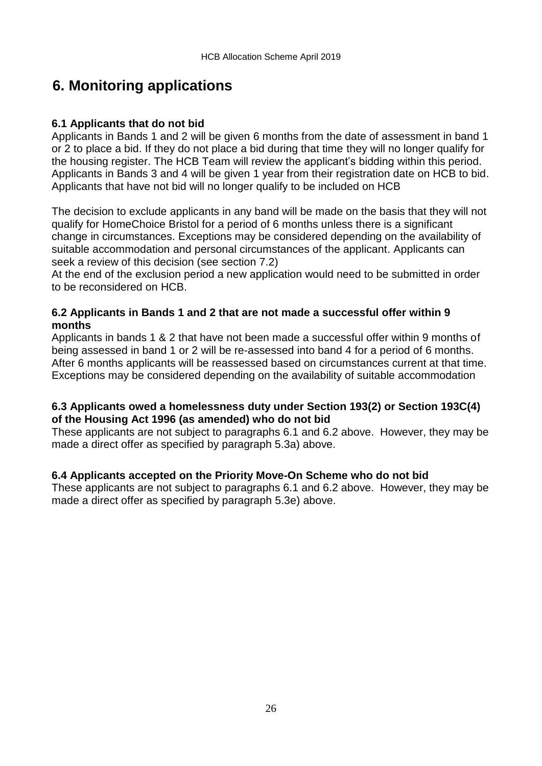# 6. Monitoring applications

### 6.1 Applicants that do not bid

Applicants in Bands 1 and 2 will be given 6 months from the date of assessment in band 1 or 2 to place a bid. If they do not place a bid during that time they will no longer qualify for the housing register. The HCB Team will review the applicant's bidding within this period. Applicants in Bands 3 and 4 will be given 1 year from their registration date on HCB to bid. Applicants that have not bid will no longer qualify to be included on HCB

The decision to exclude applicants in any band will be made on the basis that they will not qualify for HomeChoice Bristol for a period of 6 months unless there is a significant change in circumstances. Exceptions may be considered depending on the availability of suitable accommodation and personal circumstances of the applicant. Applicants can seek a review of this decision (see section 7.2)

At the end of the exclusion period a new application would need to be submitted in order to be reconsidered on HCB.

### 6.2 Applicants in Bands 1 and 2 that are not made a successful offer within 9 months

Applicants in bands 1 & 2 that have not been made a successful offer within 9 months of being assessed in band 1 or 2 will be re-assessed into band 4 for a period of 6 months. After 6 months applicants will be reassessed based on circumstances current at that time. Exceptions may be considered depending on the availability of suitable accommodation

### 6.3 Applicants owed a homelessness duty under Section 193(2) or Section 193C(4) of the Housing Act 1996 (as amended) who do not bid

These applicants are not subject to paragraphs 6.1 and 6.2 above. However, they may be made a direct offer as specified by paragraph 5.3a) above.

### 6.4 Applicants accepted on the Priority Move-On Scheme who do not bid

These applicants are not subject to paragraphs 6.1 and 6.2 above. However, they may be made a direct offer as specified by paragraph 5.3e) above.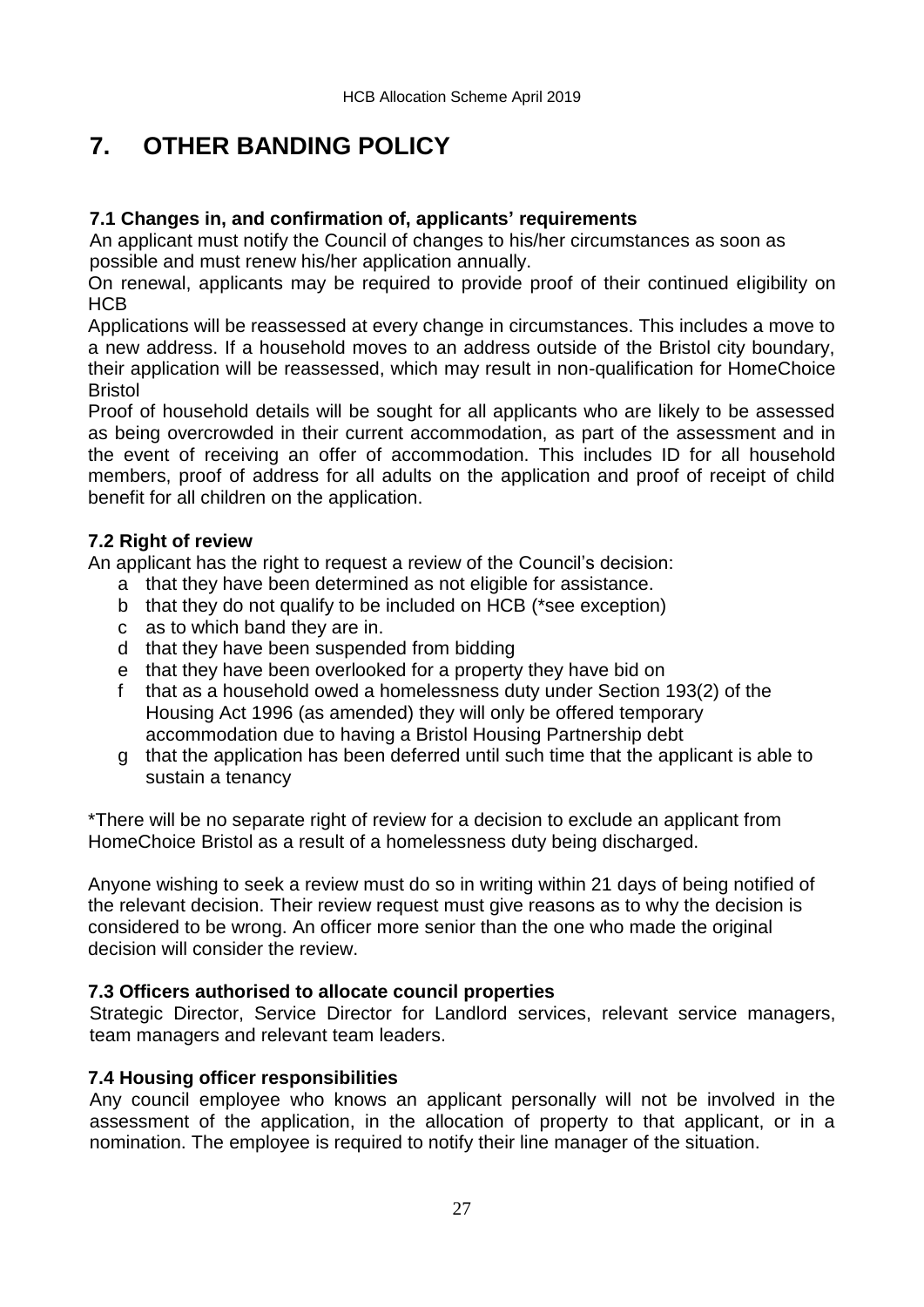# 7. OTHER BANDING POLICY

### 7.1 Changes in, and confirmation of, applicants' requirements

An applicant must notify the Council of changes to his/her circumstances as soon as possible and must renew his/her application annually.

On renewal, applicants may be required to provide proof of their continued eligibility on HCB

Applications will be reassessed at every change in circumstances. This includes a move to a new address. If a household moves to an address outside of the Bristol city boundary, their application will be reassessed, which may result in non-qualification for HomeChoice Bristol

Proof of household details will be sought for all applicants who are likely to be assessed as being overcrowded in their current accommodation, as part of the assessment and in the event of receiving an offer of accommodation. This includes ID for all household members, proof of address for all adults on the application and proof of receipt of child benefit for all children on the application.

### 7.2 Right of review

An applicant has the right to request a review of the Council's decision:

a that they have been determined as not eligible for assistance.
b that they do not qualify to be included on HCB (*see exception)
c as to which band they are in.
d that they have been suspended from bidding
e that they have been overlooked for a property they have bid on
f that as a household owed a homelessness duty under Section 193(2) of the Housing Act 1996 (as amended) they will only be offered temporary accommodation due to having a Bristol Housing Partnership debt
g that the application has been deferred until such time that the applicant is able to sustain a tenancy

*There will be no separate right of review for a decision to exclude an applicant from HomeChoice Bristol as a result of a homelessness duty being discharged.

Anyone wishing to seek a review must do so in writing within 21 days of being notified of the relevant decision. Their review request must give reasons as to why the decision is considered to be wrong. An officer more senior than the one who made the original decision will consider the review.

### 7.3 Officers authorised to allocate council properties

Strategic Director, Service Director for Landlord services, relevant service managers, team managers and relevant team leaders.

### 7.4 Housing officer responsibilities

Any council employee who knows an applicant personally will not be involved in the assessment of the application, in the allocation of property to that applicant, or in a nomination. The employee is required to notify their line manager of the situation.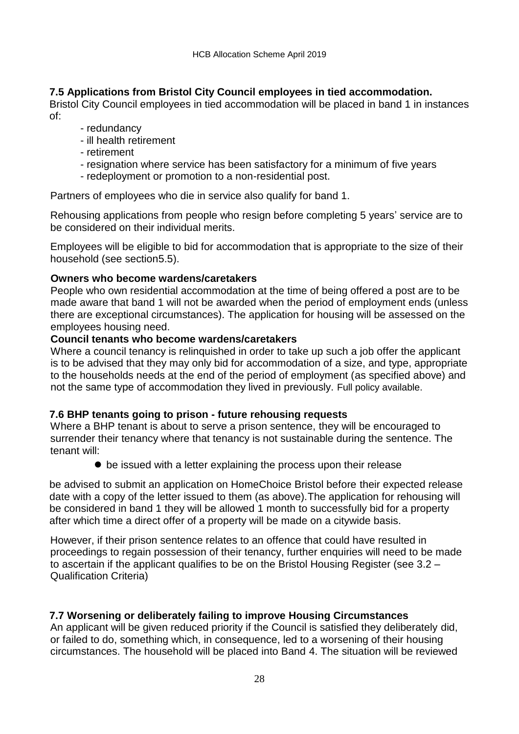### 7.5 Applications from Bristol City Council employees in tied accommodation.

Bristol City Council employees in tied accommodation will be placed in band 1 in instances of:

- redundancy
- ill health retirement
- retirement
- resignation where service has been satisfactory for a minimum of five years
- redeployment or promotion to a non-residential post.

Partners of employees who die in service also qualify for band 1.

Rehousing applications from people who resign before completing 5 years' service are to be considered on their individual merits.

Employees will be eligible to bid for accommodation that is appropriate to the size of their household (see section5.5).

**Owners who become wardens/caretakers**

People who own residential accommodation at the time of being offered a post are to be made aware that band 1 will not be awarded when the period of employment ends (unless there are exceptional circumstances). The application for housing will be assessed on the employees housing need.

**Council tenants who become wardens/caretakers**

Where a council tenancy is relinquished in order to take up such a job offer the applicant is to be advised that they may only bid for accommodation of a size, and type, appropriate to the households needs at the end of the period of employment (as specified above) and not the same type of accommodation they lived in previously. Full policy available.

### 7.6 BHP tenants going to prison - future rehousing requests

Where a BHP tenant is about to serve a prison sentence, they will be encouraged to surrender their tenancy where that tenancy is not sustainable during the sentence. The tenant will:

- be issued with a letter explaining the process upon their release

be advised to submit an application on HomeChoice Bristol before their expected release date with a copy of the letter issued to them (as above).The application for rehousing will be considered in band 1 they will be allowed 1 month to successfully bid for a property after which time a direct offer of a property will be made on a citywide basis.

However, if their prison sentence relates to an offence that could have resulted in proceedings to regain possession of their tenancy, further enquiries will need to be made to ascertain if the applicant qualifies to be on the Bristol Housing Register (see 3.2 – Qualification Criteria)

### 7.7 Worsening or deliberately failing to improve Housing Circumstances

An applicant will be given reduced priority if the Council is satisfied they deliberately did, or failed to do, something which, in consequence, led to a worsening of their housing circumstances. The household will be placed into Band 4. The situation will be reviewed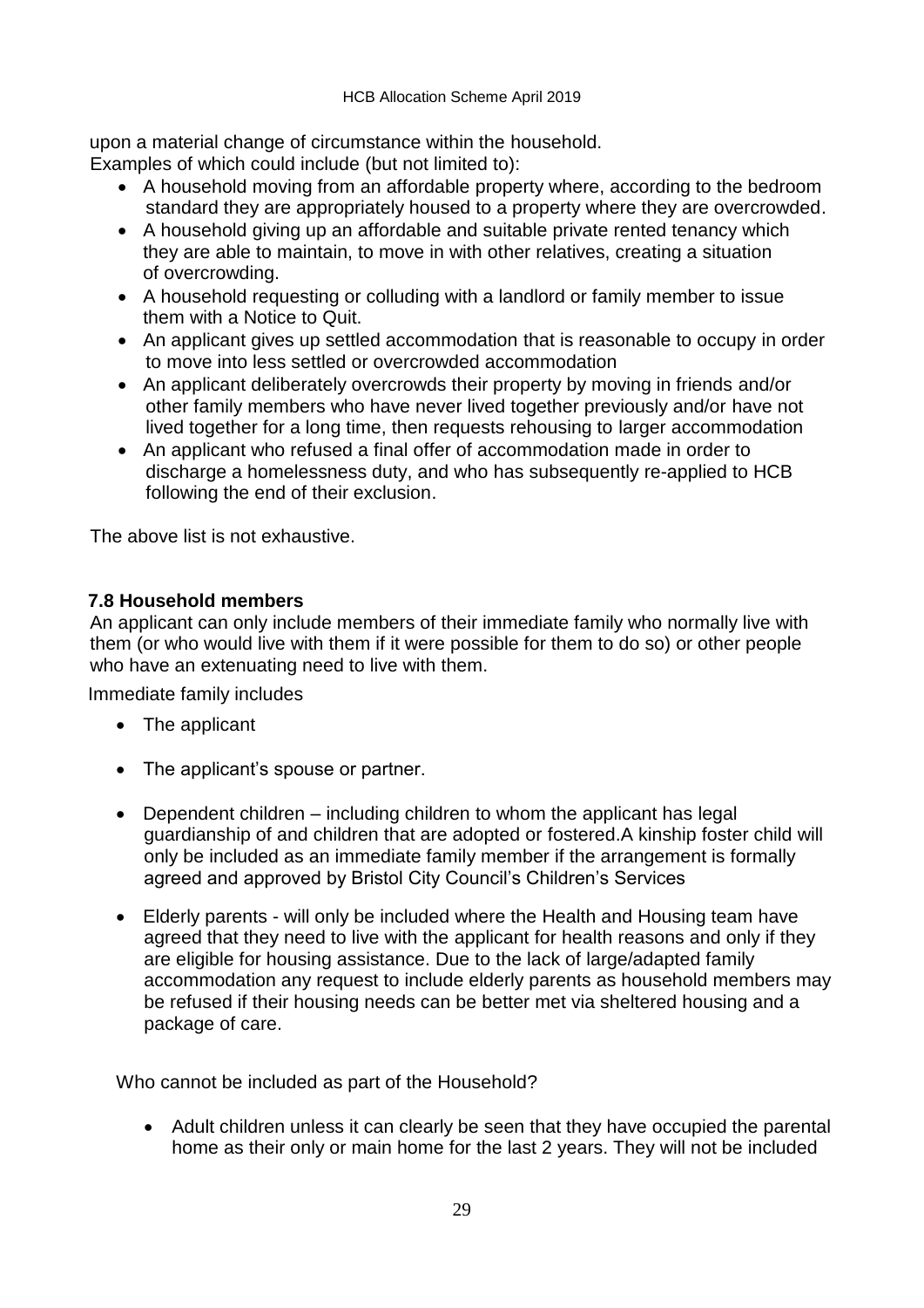upon a material change of circumstance within the household.
Examples of which could include (but not limited to):

- A household moving from an affordable property where, according to the bedroom standard they are appropriately housed to a property where they are overcrowded.
- A household giving up an affordable and suitable private rented tenancy which they are able to maintain, to move in with other relatives, creating a situation of overcrowding.
- A household requesting or colluding with a landlord or family member to issue them with a Notice to Quit.
- An applicant gives up settled accommodation that is reasonable to occupy in order to move into less settled or overcrowded accommodation
- An applicant deliberately overcrowds their property by moving in friends and/or other family members who have never lived together previously and/or have not lived together for a long time, then requests rehousing to larger accommodation
- An applicant who refused a final offer of accommodation made in order to discharge a homelessness duty, and who has subsequently re-applied to HCB following the end of their exclusion.

The above list is not exhaustive.

### 7.8 Household members

An applicant can only include members of their immediate family who normally live with them (or who would live with them if it were possible for them to do so) or other people who have an extenuating need to live with them.

Immediate family includes

- The applicant
- The applicant's spouse or partner.
- Dependent children – including children to whom the applicant has legal guardianship of and children that are adopted or fostered.A kinship foster child will only be included as an immediate family member if the arrangement is formally agreed and approved by Bristol City Council's Children's Services
- Elderly parents - will only be included where the Health and Housing team have agreed that they need to live with the applicant for health reasons and only if they are eligible for housing assistance. Due to the lack of large/adapted family accommodation any request to include elderly parents as household members may be refused if their housing needs can be better met via sheltered housing and a package of care.

Who cannot be included as part of the Household?

- Adult children unless it can clearly be seen that they have occupied the parental home as their only or main home for the last 2 years. They will not be included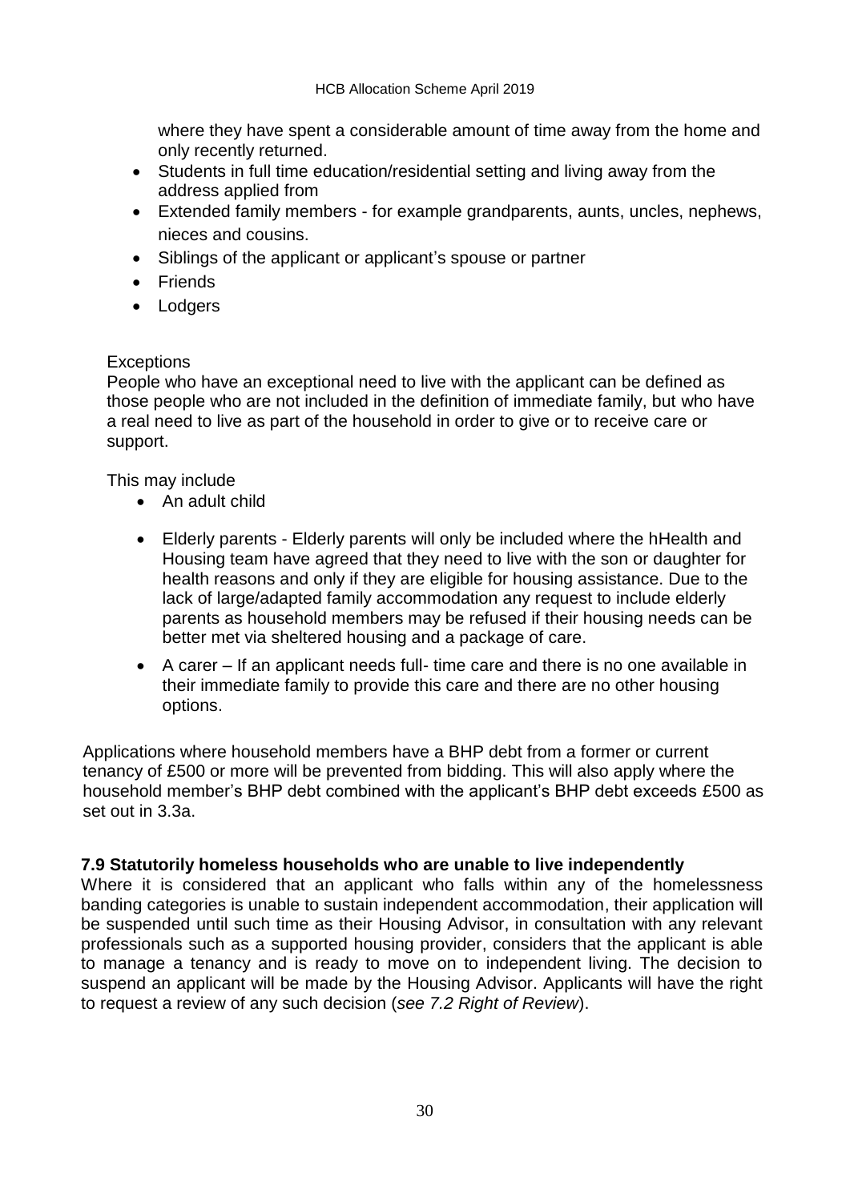where they have spent a considerable amount of time away from the home and only recently returned.

- Students in full time education/residential setting and living away from the address applied from
- Extended family members - for example grandparents, aunts, uncles, nephews, nieces and cousins.
- Siblings of the applicant or applicant's spouse or partner
- Friends
- Lodgers

Exceptions

People who have an exceptional need to live with the applicant can be defined as those people who are not included in the definition of immediate family, but who have a real need to live as part of the household in order to give or to receive care or support.

This may include

- An adult child
- Elderly parents - Elderly parents will only be included where the hHealth and Housing team have agreed that they need to live with the son or daughter for health reasons and only if they are eligible for housing assistance. Due to the lack of large/adapted family accommodation any request to include elderly parents as household members may be refused if their housing needs can be better met via sheltered housing and a package of care.
- A carer – If an applicant needs full- time care and there is no one available in their immediate family to provide this care and there are no other housing options.

Applications where household members have a BHP debt from a former or current tenancy of £500 or more will be prevented from bidding. This will also apply where the household member's BHP debt combined with the applicant's BHP debt exceeds £500 as set out in 3.3a.

### 7.9 Statutorily homeless households who are unable to live independently

Where it is considered that an applicant who falls within any of the homelessness banding categories is unable to sustain independent accommodation, their application will be suspended until such time as their Housing Advisor, in consultation with any relevant professionals such as a supported housing provider, considers that the applicant is able to manage a tenancy and is ready to move on to independent living. The decision to suspend an applicant will be made by the Housing Advisor. Applicants will have the right to request a review of any such decision (*see 7.2 Right of Review*).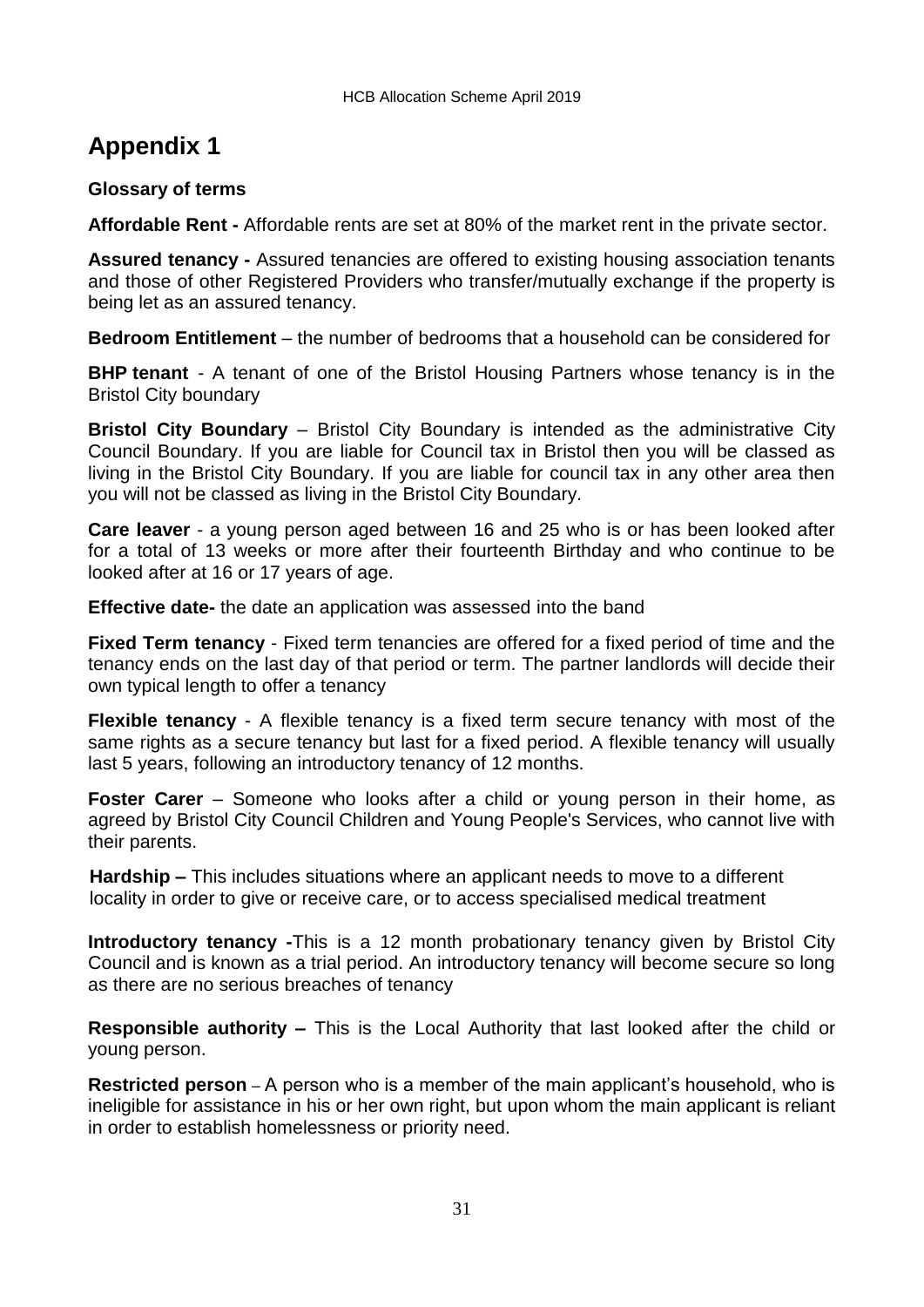# Appendix 1

**Glossary of terms**

**Affordable Rent -** Affordable rents are set at 80% of the market rent in the private sector.

**Assured tenancy -** Assured tenancies are offered to existing housing association tenants and those of other Registered Providers who transfer/mutually exchange if the property is being let as an assured tenancy.

**Bedroom Entitlement** – the number of bedrooms that a household can be considered for

**BHP tenant** - A tenant of one of the Bristol Housing Partners whose tenancy is in the Bristol City boundary

**Bristol City Boundary** – Bristol City Boundary is intended as the administrative City Council Boundary. If you are liable for Council tax in Bristol then you will be classed as living in the Bristol City Boundary. If you are liable for council tax in any other area then you will not be classed as living in the Bristol City Boundary.

**Care leaver** - a young person aged between 16 and 25 who is or has been looked after for a total of 13 weeks or more after their fourteenth Birthday and who continue to be looked after at 16 or 17 years of age.

**Effective date-** the date an application was assessed into the band

**Fixed Term tenancy** - Fixed term tenancies are offered for a fixed period of time and the tenancy ends on the last day of that period or term. The partner landlords will decide their own typical length to offer a tenancy

**Flexible tenancy** - A flexible tenancy is a fixed term secure tenancy with most of the same rights as a secure tenancy but last for a fixed period. A flexible tenancy will usually last 5 years, following an introductory tenancy of 12 months.

**Foster Carer** – Someone who looks after a child or young person in their home, as agreed by Bristol City Council Children and Young People's Services, who cannot live with their parents.

**Hardship –** This includes situations where an applicant needs to move to a different locality in order to give or receive care, or to access specialised medical treatment

**Introductory tenancy -**This is a 12 month probationary tenancy given by Bristol City Council and is known as a trial period. An introductory tenancy will become secure so long as there are no serious breaches of tenancy

**Responsible authority –** This is the Local Authority that last looked after the child or young person.

**Restricted person** – A person who is a member of the main applicant's household, who is ineligible for assistance in his or her own right, but upon whom the main applicant is reliant in order to establish homelessness or priority need.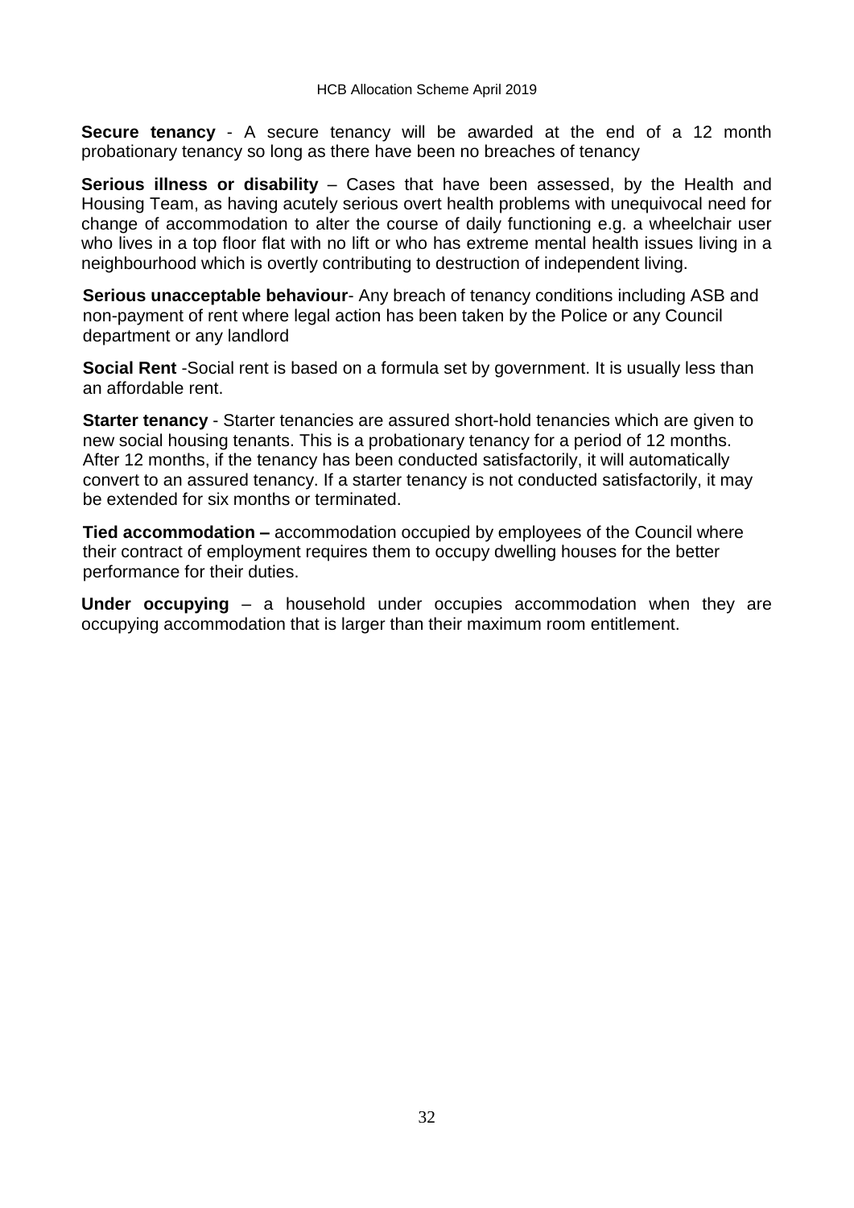**Secure tenancy** - A secure tenancy will be awarded at the end of a 12 month probationary tenancy so long as there have been no breaches of tenancy

**Serious illness or disability** – Cases that have been assessed, by the Health and Housing Team, as having acutely serious overt health problems with unequivocal need for change of accommodation to alter the course of daily functioning e.g. a wheelchair user who lives in a top floor flat with no lift or who has extreme mental health issues living in a neighbourhood which is overtly contributing to destruction of independent living.

**Serious unacceptable behaviour**- Any breach of tenancy conditions including ASB and non-payment of rent where legal action has been taken by the Police or any Council department or any landlord

**Social Rent** -Social rent is based on a formula set by government. It is usually less than an affordable rent.

**Starter tenancy** - Starter tenancies are assured short-hold tenancies which are given to new social housing tenants. This is a probationary tenancy for a period of 12 months. After 12 months, if the tenancy has been conducted satisfactorily, it will automatically convert to an assured tenancy. If a starter tenancy is not conducted satisfactorily, it may be extended for six months or terminated.

**Tied accommodation –** accommodation occupied by employees of the Council where their contract of employment requires them to occupy dwelling houses for the better performance for their duties.

**Under occupying** – a household under occupies accommodation when they are occupying accommodation that is larger than their maximum room entitlement.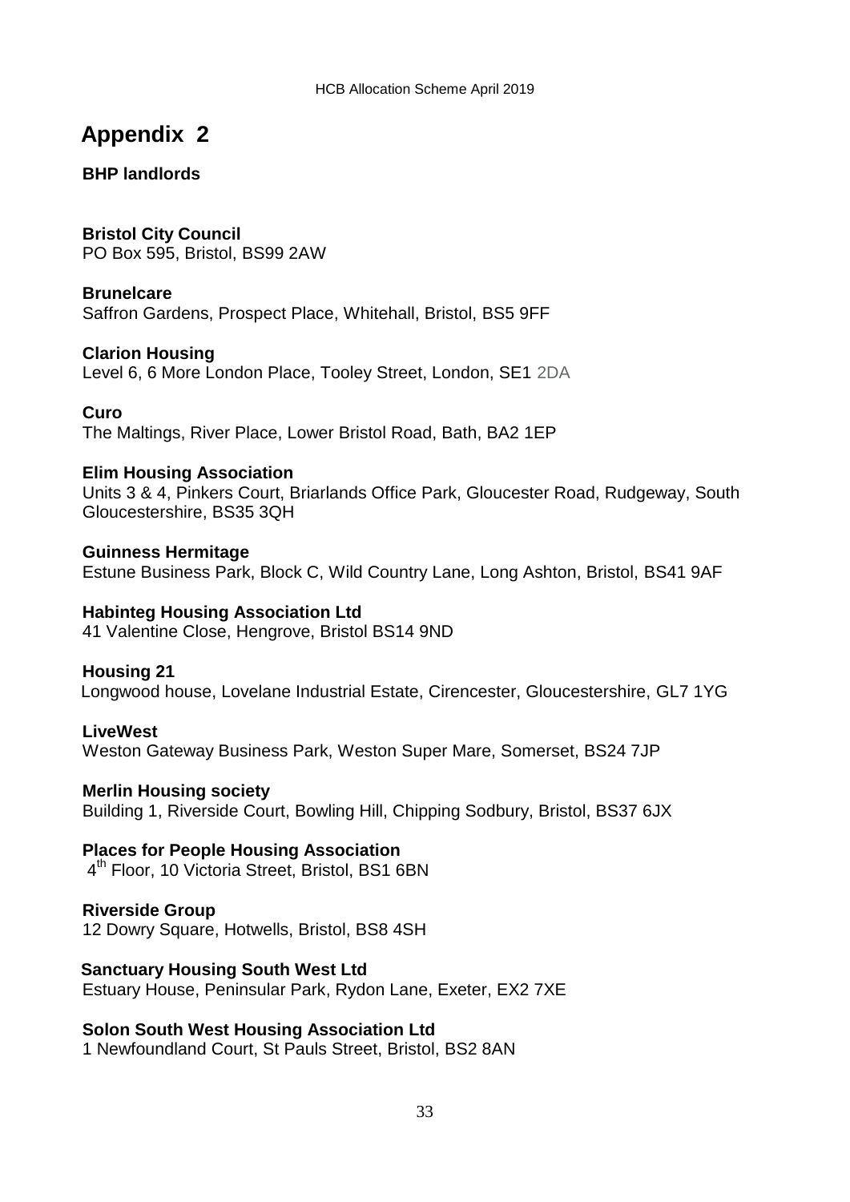# Appendix 2

**BHP landlords**

**Bristol City Council**
PO Box 595, Bristol, BS99 2AW

**Brunelcare**
Saffron Gardens, Prospect Place, Whitehall, Bristol, BS5 9FF

**Clarion Housing**
Level 6, 6 More London Place, Tooley Street, London, SE1 2DA

**Curo**
The Maltings, River Place, Lower Bristol Road, Bath, BA2 1EP

**Elim Housing Association**
Units 3 & 4, Pinkers Court, Briarlands Office Park, Gloucester Road, Rudgeway, South Gloucestershire, BS35 3QH

**Guinness Hermitage**
Estune Business Park, Block C, Wild Country Lane, Long Ashton, Bristol, BS41 9AF

**Habinteg Housing Association Ltd**
41 Valentine Close, Hengrove, Bristol BS14 9ND

**Housing 21**
Longwood house, Lovelane Industrial Estate, Cirencester, Gloucestershire, GL7 1YG

**LiveWest**
Weston Gateway Business Park, Weston Super Mare, Somerset, BS24 7JP

**Merlin Housing society**
Building 1, Riverside Court, Bowling Hill, Chipping Sodbury, Bristol, BS37 6JX

**Places for People Housing Association**
4th Floor, 10 Victoria Street, Bristol, BS1 6BN

**Riverside Group**
12 Dowry Square, Hotwells, Bristol, BS8 4SH

**Sanctuary Housing South West Ltd**
Estuary House, Peninsular Park, Rydon Lane, Exeter, EX2 7XE

**Solon South West Housing Association Ltd**
1 Newfoundland Court, St Pauls Street, Bristol, BS2 8AN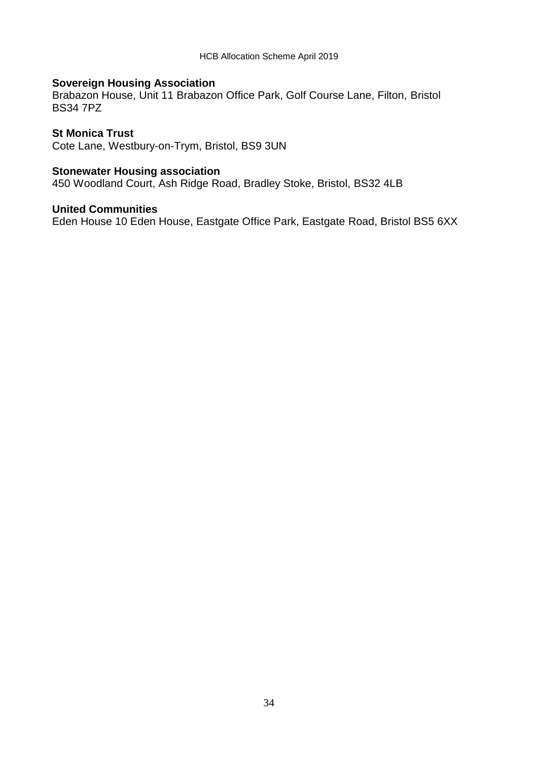**Sovereign Housing Association**
Brabazon House, Unit 11 Brabazon Office Park, Golf Course Lane, Filton, Bristol BS34 7PZ

**St Monica Trust**
Cote Lane, Westbury-on-Trym, Bristol, BS9 3UN

**Stonewater Housing association**
450 Woodland Court, Ash Ridge Road, Bradley Stoke, Bristol, BS32 4LB

**United Communities**
Eden House 10 Eden House, Eastgate Office Park, Eastgate Road, Bristol BS5 6XX